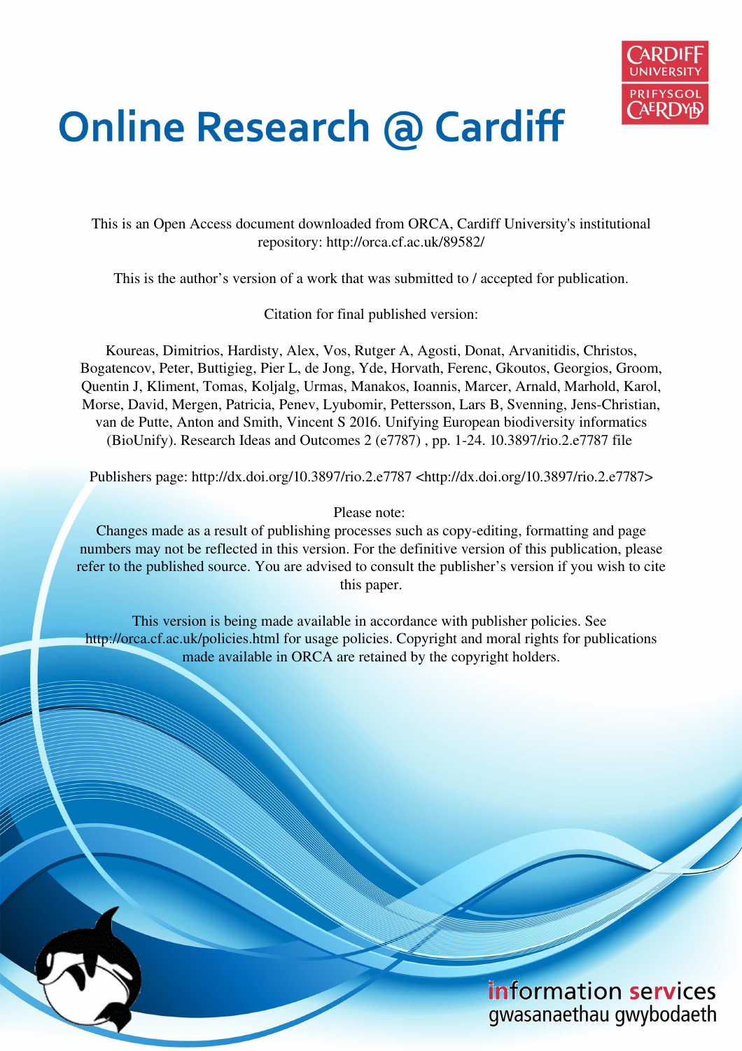# Online Research @ Cardiff

This is an Open Access document downloaded from ORCA, Cardiff University's institutional repository: http://orca.cf.ac.uk/89582/

This is the author's version of a work that was submitted to / accepted for publication.

Citation for final published version:

Koureas, Dimitrios, Hardisty, Alex, Vos, Rutger A, Agosti, Donat, Arvanitidis, Christos, Bogatencov, Peter, Buttigieg, Pier L, de Jong, Yde, Horvath, Ferenc, Gkoutos, Georgios, Groom, Quentin J, Kliment, Tomas, Koljalg, Urmas, Manakos, Ioannis, Marcer, Arnald, Marhold, Karol, Morse, David, Mergen, Patricia, Penev, Lyubomir, Pettersson, Lars B, Svenning, Jens-Christian, van de Putte, Anton and Smith, Vincent S 2016. Unifying European biodiversity informatics (BioUnify). Research Ideas and Outcomes 2 (e7787) , pp. 1-24. 10.3897/rio.2.e7787 file

Publishers page: http://dx.doi.org/10.3897/rio.2.e7787 <http://dx.doi.org/10.3897/rio.2.e7787>

Please note:
Changes made as a result of publishing processes such as copy-editing, formatting and page numbers may not be reflected in this version. For the definitive version of this publication, please refer to the published source. You are advised to consult the publisher's version if you wish to cite this paper.

This version is being made available in accordance with publisher policies. See http://orca.cf.ac.uk/policies.html for usage policies. Copyright and moral rights for publications made available in ORCA are retained by the copyright holders.

information services
gwasanaethau gwybodaeth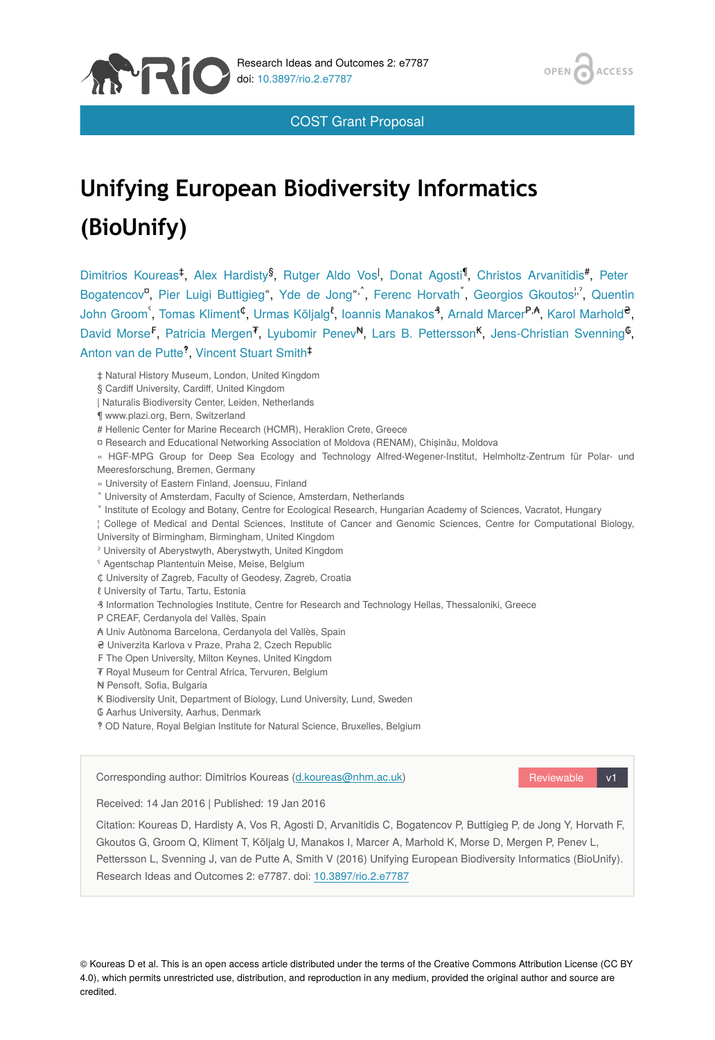COST Grant Proposal

# Unifying European Biodiversity Informatics (BioUnify)

Dimitrios Koureas[‡], Alex Hardisty[§], Rutger Aldo Vos[|], Donat Agosti[¶], Christos Arvanitidis[#], Peter Bogatencov[¤], Pier Luigi Buttigieg[«], Yde de Jong[»,˄], Ferenc Horvath[˅], Georgios Gkoutos[¦,ˀ], Quentin John Groom[ˁ], Tomas Kliment[₵], Urmas Kõljalg[ℓ], Ioannis Manakos[₰], Arnald Marcer[₱,₳], Karol Marhold[₴], David Morse[₣], Patricia Mergen[₮], Lyubomir Penev[₦], Lars B. Pettersson[₭], Jens-Christian Svenning[₲], Anton van de Putte[‽], Vincent Stuart Smith[‡]

‡ Natural History Museum, London, United Kingdom
§ Cardiff University, Cardiff, United Kingdom
| Naturalis Biodiversity Center, Leiden, Netherlands
¶ www.plazi.org, Bern, Switzerland
# Hellenic Center for Marine Research (HCMR), Heraklion Crete, Greece
¤ Research and Educational Networking Association of Moldova (RENAM), Chișinău, Moldova
« HGF-MPG Group for Deep Sea Ecology and Technology Alfred-Wegener-Institut, Helmholtz-Zentrum für Polar- und Meeresforschung, Bremen, Germany
» University of Eastern Finland, Joensuu, Finland
˄ University of Amsterdam, Faculty of Science, Amsterdam, Netherlands
˅ Institute of Ecology and Botany, Centre for Ecological Research, Hungarian Academy of Sciences, Vacratot, Hungary
¦ College of Medical and Dental Sciences, Institute of Cancer and Genomic Sciences, Centre for Computational Biology, University of Birmingham, Birmingham, United Kingdom
ˀ University of Aberystwyth, Aberystwyth, United Kingdom
ˁ Agentschap Plantentuin Meise, Meise, Belgium
₵ University of Zagreb, Faculty of Geodesy, Zagreb, Croatia
ℓ University of Tartu, Tartu, Estonia
₰ Information Technologies Institute, Centre for Research and Technology Hellas, Thessaloniki, Greece
₱ CREAF, Cerdanyola del Vallès, Spain
₳ Univ Autònoma Barcelona, Cerdanyola del Vallès, Spain
₴ Univerzita Karlova v Praze, Praha 2, Czech Republic
₣ The Open University, Milton Keynes, United Kingdom
₮ Royal Museum for Central Africa, Tervuren, Belgium
₦ Pensoft, Sofia, Bulgaria
₭ Biodiversity Unit, Department of Biology, Lund University, Lund, Sweden
₲ Aarhus University, Aarhus, Denmark
‽ OD Nature, Royal Belgian Institute for Natural Science, Bruxelles, Belgium

Corresponding author: Dimitrios Koureas (d.koureas@nhm.ac.uk)

Reviewable v1

Received: 14 Jan 2016 | Published: 19 Jan 2016

Citation: Koureas D, Hardisty A, Vos R, Agosti D, Arvanitidis C, Bogatencov P, Buttigieg P, de Jong Y, Horvath F, Gkoutos G, Groom Q, Kliment T, Kõljalg U, Manakos I, Marcer A, Marhold K, Morse D, Mergen P, Penev L, Pettersson L, Svenning J, van de Putte A, Smith V (2016) Unifying European Biodiversity Informatics (BioUnify). Research Ideas and Outcomes 2: e7787. doi: 10.3897/rio.2.e7787

© Koureas D et al. This is an open access article distributed under the terms of the Creative Commons Attribution License (CC BY 4.0), which permits unrestricted use, distribution, and reproduction in any medium, provided the original author and source are credited.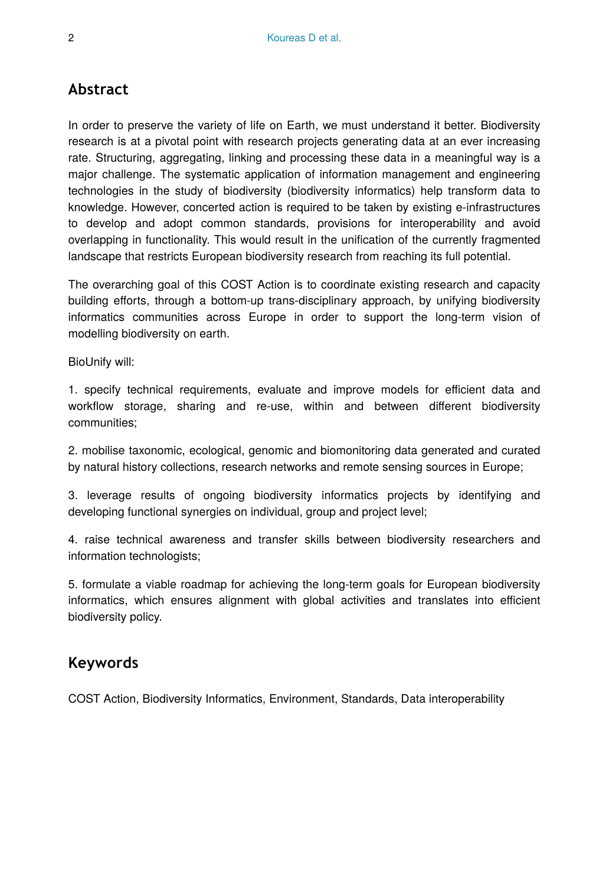## Abstract

In order to preserve the variety of life on Earth, we must understand it better. Biodiversity research is at a pivotal point with research projects generating data at an ever increasing rate. Structuring, aggregating, linking and processing these data in a meaningful way is a major challenge. The systematic application of information management and engineering technologies in the study of biodiversity (biodiversity informatics) help transform data to knowledge. However, concerted action is required to be taken by existing e-infrastructures to develop and adopt common standards, provisions for interoperability and avoid overlapping in functionality. This would result in the unification of the currently fragmented landscape that restricts European biodiversity research from reaching its full potential.

The overarching goal of this COST Action is to coordinate existing research and capacity building efforts, through a bottom-up trans-disciplinary approach, by unifying biodiversity informatics communities across Europe in order to support the long-term vision of modelling biodiversity on earth.

BioUnify will:

1. specify technical requirements, evaluate and improve models for efficient data and workflow storage, sharing and re-use, within and between different biodiversity communities;

2. mobilise taxonomic, ecological, genomic and biomonitoring data generated and curated by natural history collections, research networks and remote sensing sources in Europe;

3. leverage results of ongoing biodiversity informatics projects by identifying and developing functional synergies on individual, group and project level;

4. raise technical awareness and transfer skills between biodiversity researchers and information technologists;

5. formulate a viable roadmap for achieving the long-term goals for European biodiversity informatics, which ensures alignment with global activities and translates into efficient biodiversity policy.

## Keywords

COST Action, Biodiversity Informatics, Environment, Standards, Data interoperability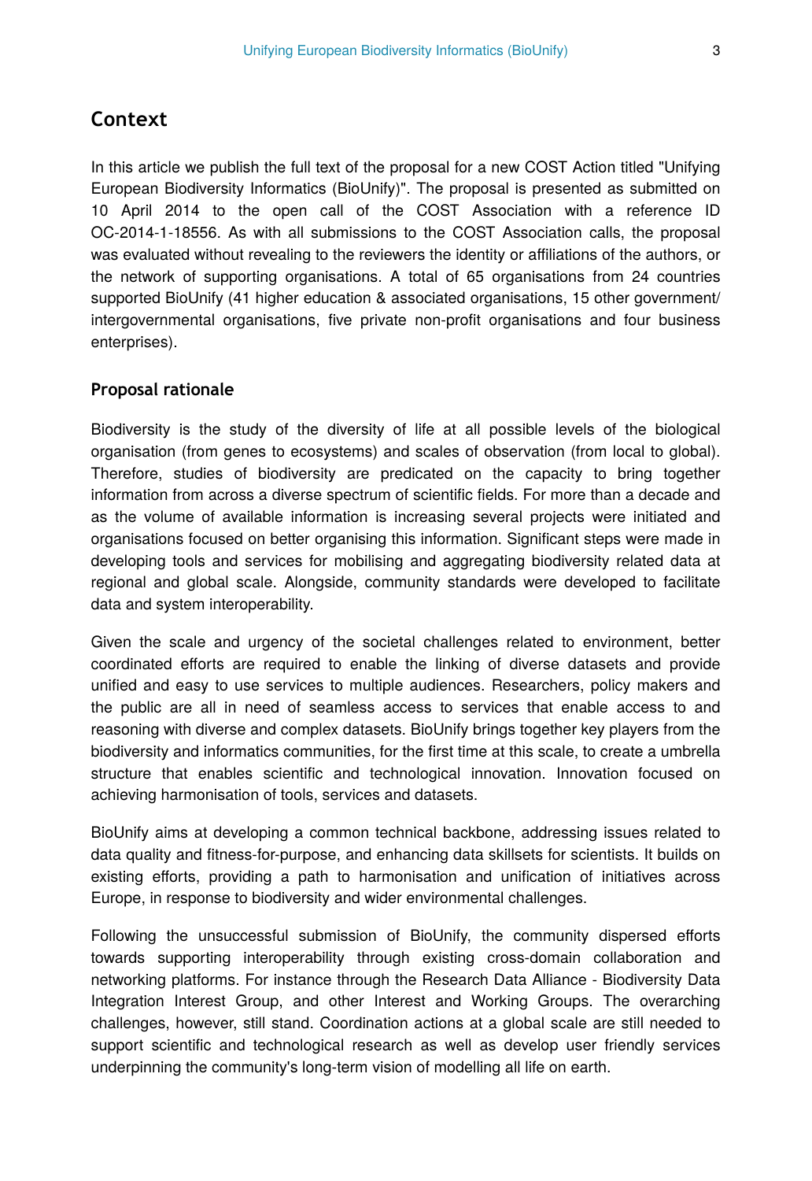## Context

In this article we publish the full text of the proposal for a new COST Action titled "Unifying European Biodiversity Informatics (BioUnify)". The proposal is presented as submitted on 10 April 2014 to the open call of the COST Association with a reference ID OC-2014-1-18556. As with all submissions to the COST Association calls, the proposal was evaluated without revealing to the reviewers the identity or affiliations of the authors, or the network of supporting organisations. A total of 65 organisations from 24 countries supported BioUnify (41 higher education & associated organisations, 15 other government/ intergovernmental organisations, five private non-profit organisations and four business enterprises).

### Proposal rationale

Biodiversity is the study of the diversity of life at all possible levels of the biological organisation (from genes to ecosystems) and scales of observation (from local to global). Therefore, studies of biodiversity are predicated on the capacity to bring together information from across a diverse spectrum of scientific fields. For more than a decade and as the volume of available information is increasing several projects were initiated and organisations focused on better organising this information. Significant steps were made in developing tools and services for mobilising and aggregating biodiversity related data at regional and global scale. Alongside, community standards were developed to facilitate data and system interoperability.

Given the scale and urgency of the societal challenges related to environment, better coordinated efforts are required to enable the linking of diverse datasets and provide unified and easy to use services to multiple audiences. Researchers, policy makers and the public are all in need of seamless access to services that enable access to and reasoning with diverse and complex datasets. BioUnify brings together key players from the biodiversity and informatics communities, for the first time at this scale, to create a umbrella structure that enables scientific and technological innovation. Innovation focused on achieving harmonisation of tools, services and datasets.

BioUnify aims at developing a common technical backbone, addressing issues related to data quality and fitness-for-purpose, and enhancing data skillsets for scientists. It builds on existing efforts, providing a path to harmonisation and unification of initiatives across Europe, in response to biodiversity and wider environmental challenges.

Following the unsuccessful submission of BioUnify, the community dispersed efforts towards supporting interoperability through existing cross-domain collaboration and networking platforms. For instance through the Research Data Alliance - Biodiversity Data Integration Interest Group, and other Interest and Working Groups. The overarching challenges, however, still stand. Coordination actions at a global scale are still needed to support scientific and technological research as well as develop user friendly services underpinning the community's long-term vision of modelling all life on earth.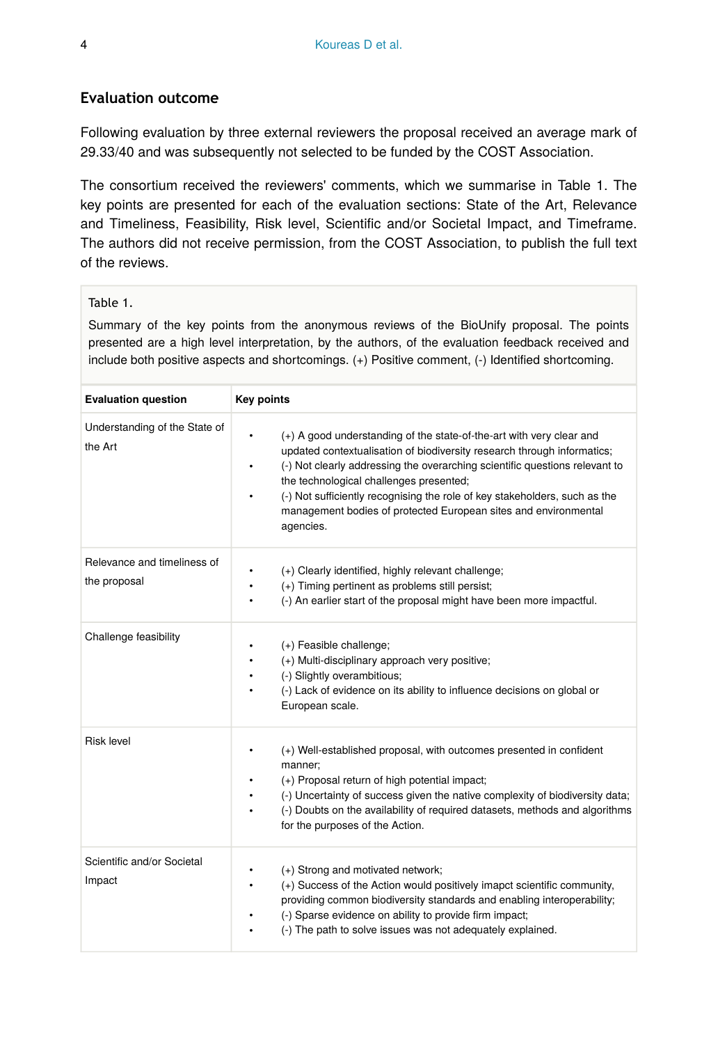## Evaluation outcome

Following evaluation by three external reviewers the proposal received an average mark of 29.33/40 and was subsequently not selected to be funded by the COST Association.

The consortium received the reviewers' comments, which we summarise in Table 1. The key points are presented for each of the evaluation sections: State of the Art, Relevance and Timeliness, Feasibility, Risk level, Scientific and/or Societal Impact, and Timeframe. The authors did not receive permission, from the COST Association, to publish the full text of the reviews.

Table 1.

Summary of the key points from the anonymous reviews of the BioUnify proposal. The points presented are a high level interpretation, by the authors, of the evaluation feedback received and include both positive aspects and shortcomings. (+) Positive comment, (-) Identified shortcoming.

| Evaluation question | Key points |
|---|---|
| Understanding of the State of the Art | • (+) A good understanding of the state-of-the-art with very clear and updated contextualisation of biodiversity research through informatics;<br>• (-) Not clearly addressing the overarching scientific questions relevant to the technological challenges presented;<br>• (-) Not sufficiently recognising the role of key stakeholders, such as the management bodies of protected European sites and environmental agencies. |
| Relevance and timeliness of the proposal | • (+) Clearly identified, highly relevant challenge;<br>• (+) Timing pertinent as problems still persist;<br>• (-) An earlier start of the proposal might have been more impactful. |
| Challenge feasibility | • (+) Feasible challenge;<br>• (+) Multi-disciplinary approach very positive;<br>• (-) Slightly overambitious;<br>• (-) Lack of evidence on its ability to influence decisions on global or European scale. |
| Risk level | • (+) Well-established proposal, with outcomes presented in confident manner;<br>• (+) Proposal return of high potential impact;<br>• (-) Uncertainty of success given the native complexity of biodiversity data;<br>• (-) Doubts on the availability of required datasets, methods and algorithms for the purposes of the Action. |
| Scientific and/or Societal Impact | • (+) Strong and motivated network;<br>• (+) Success of the Action would positively imapct scientific community, providing common biodiversity standards and enabling interoperability;<br>• (-) Sparse evidence on ability to provide firm impact;<br>• (-) The path to solve issues was not adequately explained. |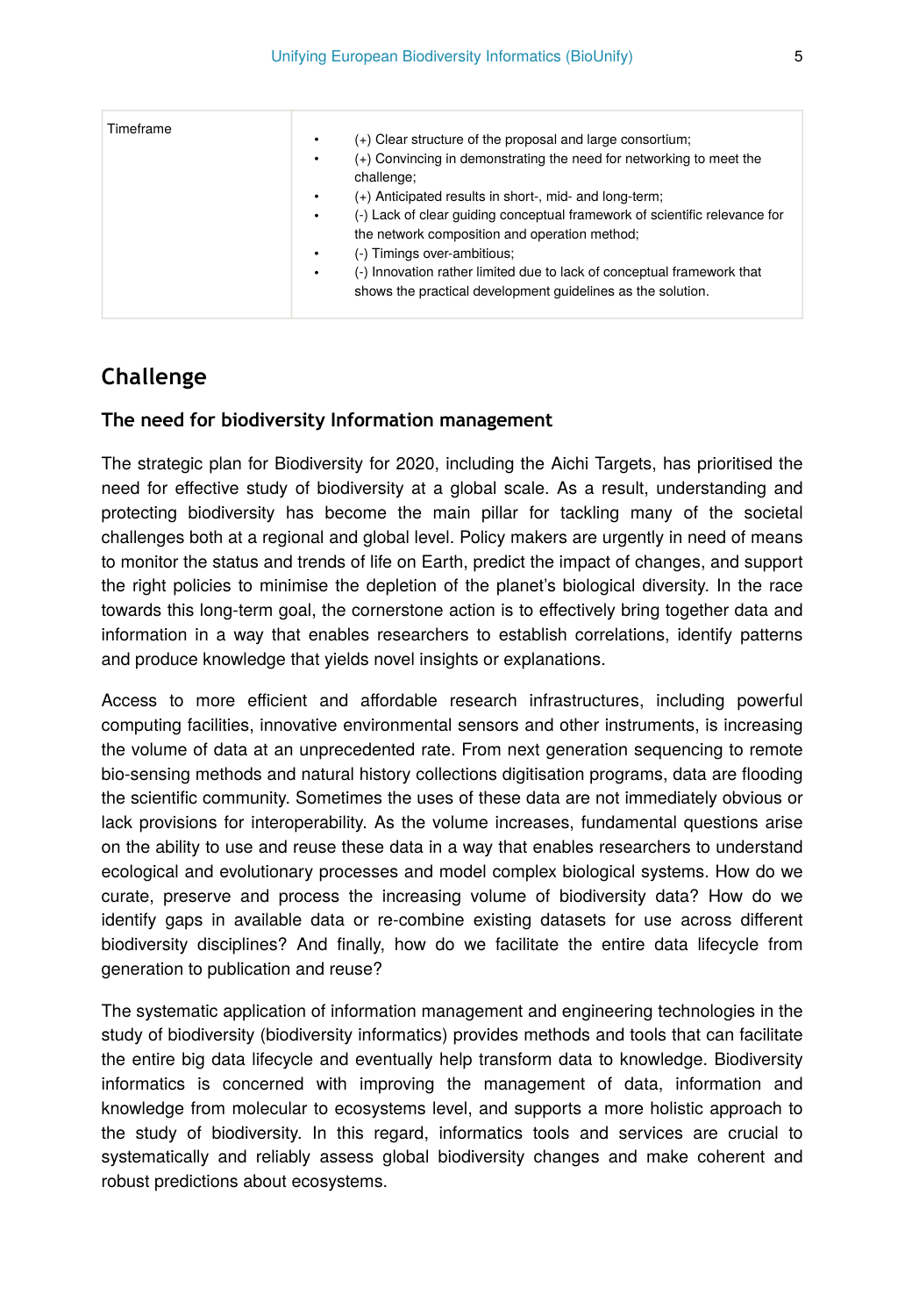| Timeframe | <ul><li>(+) Clear structure of the proposal and large consortium;</li><li>(+) Convincing in demonstrating the need for networking to meet the challenge;</li><li>(+) Anticipated results in short-, mid- and long-term;</li><li>(-) Lack of clear guiding conceptual framework of scientific relevance for the network composition and operation method;</li><li>(-) Timings over-ambitious;</li><li>(-) Innovation rather limited due to lack of conceptual framework that shows the practical development guidelines as the solution.</li></ul> |
|---|---|

## Challenge

### The need for biodiversity Information management

The strategic plan for Biodiversity for 2020, including the Aichi Targets, has prioritised the need for effective study of biodiversity at a global scale. As a result, understanding and protecting biodiversity has become the main pillar for tackling many of the societal challenges both at a regional and global level. Policy makers are urgently in need of means to monitor the status and trends of life on Earth, predict the impact of changes, and support the right policies to minimise the depletion of the planet's biological diversity. In the race towards this long-term goal, the cornerstone action is to effectively bring together data and information in a way that enables researchers to establish correlations, identify patterns and produce knowledge that yields novel insights or explanations.

Access to more efficient and affordable research infrastructures, including powerful computing facilities, innovative environmental sensors and other instruments, is increasing the volume of data at an unprecedented rate. From next generation sequencing to remote bio-sensing methods and natural history collections digitisation programs, data are flooding the scientific community. Sometimes the uses of these data are not immediately obvious or lack provisions for interoperability. As the volume increases, fundamental questions arise on the ability to use and reuse these data in a way that enables researchers to understand ecological and evolutionary processes and model complex biological systems. How do we curate, preserve and process the increasing volume of biodiversity data? How do we identify gaps in available data or re-combine existing datasets for use across different biodiversity disciplines? And finally, how do we facilitate the entire data lifecycle from generation to publication and reuse?

The systematic application of information management and engineering technologies in the study of biodiversity (biodiversity informatics) provides methods and tools that can facilitate the entire big data lifecycle and eventually help transform data to knowledge. Biodiversity informatics is concerned with improving the management of data, information and knowledge from molecular to ecosystems level, and supports a more holistic approach to the study of biodiversity. In this regard, informatics tools and services are crucial to systematically and reliably assess global biodiversity changes and make coherent and robust predictions about ecosystems.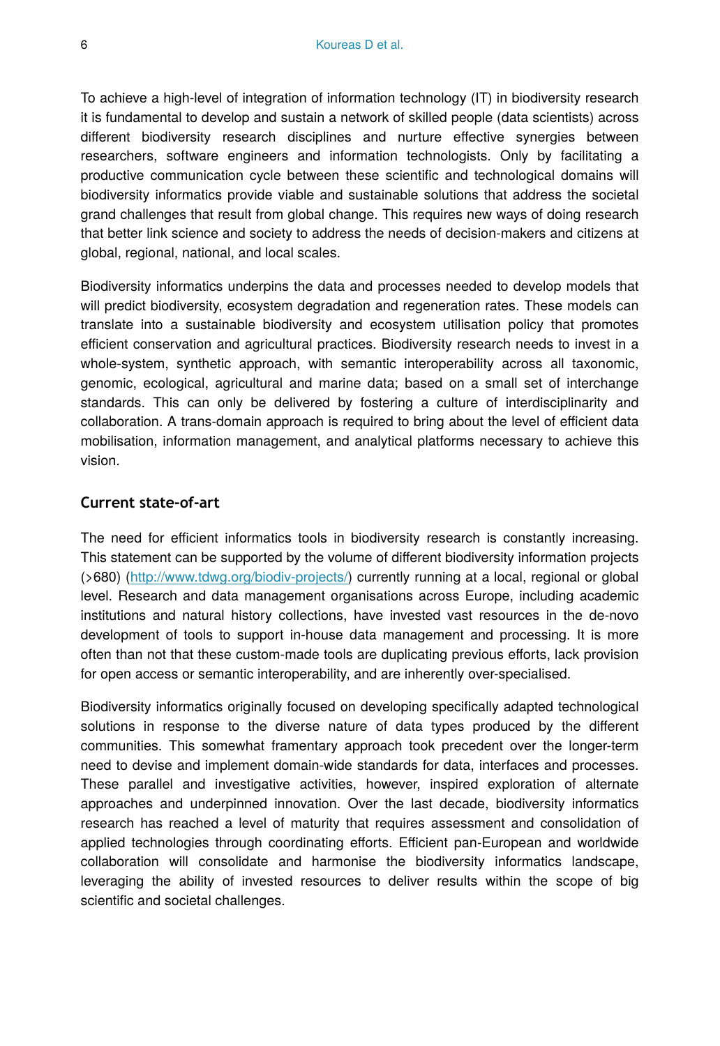To achieve a high-level of integration of information technology (IT) in biodiversity research it is fundamental to develop and sustain a network of skilled people (data scientists) across different biodiversity research disciplines and nurture effective synergies between researchers, software engineers and information technologists. Only by facilitating a productive communication cycle between these scientific and technological domains will biodiversity informatics provide viable and sustainable solutions that address the societal grand challenges that result from global change. This requires new ways of doing research that better link science and society to address the needs of decision-makers and citizens at global, regional, national, and local scales.

Biodiversity informatics underpins the data and processes needed to develop models that will predict biodiversity, ecosystem degradation and regeneration rates. These models can translate into a sustainable biodiversity and ecosystem utilisation policy that promotes efficient conservation and agricultural practices. Biodiversity research needs to invest in a whole-system, synthetic approach, with semantic interoperability across all taxonomic, genomic, ecological, agricultural and marine data; based on a small set of interchange standards. This can only be delivered by fostering a culture of interdisciplinarity and collaboration. A trans-domain approach is required to bring about the level of efficient data mobilisation, information management, and analytical platforms necessary to achieve this vision.

## Current state-of-art

The need for efficient informatics tools in biodiversity research is constantly increasing. This statement can be supported by the volume of different biodiversity information projects (>680) (http://www.tdwg.org/biodiv-projects/) currently running at a local, regional or global level. Research and data management organisations across Europe, including academic institutions and natural history collections, have invested vast resources in the de-novo development of tools to support in-house data management and processing. It is more often than not that these custom-made tools are duplicating previous efforts, lack provision for open access or semantic interoperability, and are inherently over-specialised.

Biodiversity informatics originally focused on developing specifically adapted technological solutions in response to the diverse nature of data types produced by the different communities. This somewhat framentary approach took precedent over the longer-term need to devise and implement domain-wide standards for data, interfaces and processes. These parallel and investigative activities, however, inspired exploration of alternate approaches and underpinned innovation. Over the last decade, biodiversity informatics research has reached a level of maturity that requires assessment and consolidation of applied technologies through coordinating efforts. Efficient pan-European and worldwide collaboration will consolidate and harmonise the biodiversity informatics landscape, leveraging the ability of invested resources to deliver results within the scope of big scientific and societal challenges.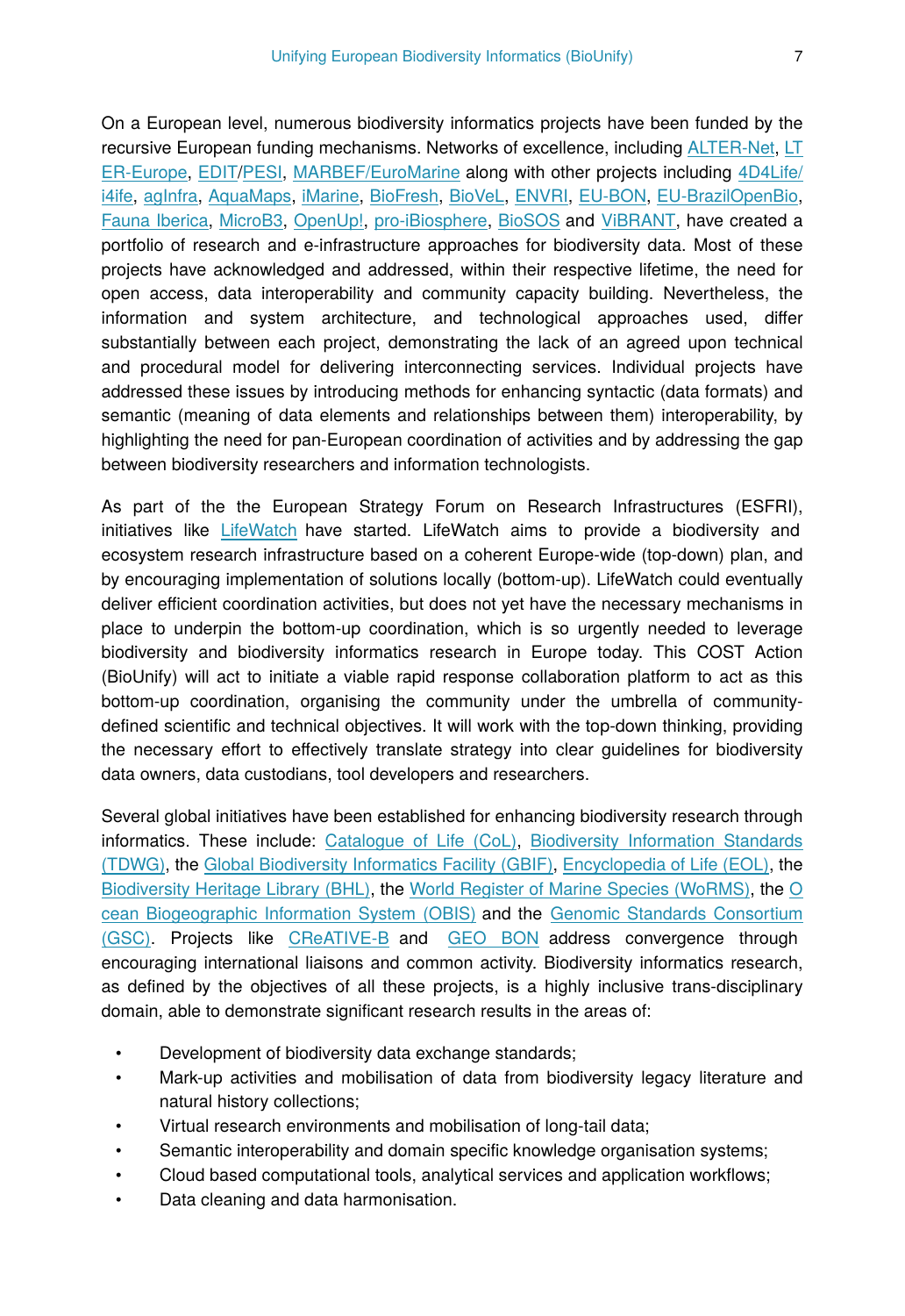On a European level, numerous biodiversity informatics projects have been funded by the recursive European funding mechanisms. Networks of excellence, including ALTER-Net, LTER-Europe, EDIT/PESI, MARBEF/EuroMarine along with other projects including 4D4Life/i4ife, agInfra, AquaMaps, iMarine, BioFresh, BioVeL, ENVRI, EU-BON, EU-BrazilOpenBio, Fauna Iberica, MicroB3, OpenUp!, pro-iBiosphere, BioSOS and ViBRANT, have created a portfolio of research and e-infrastructure approaches for biodiversity data. Most of these projects have acknowledged and addressed, within their respective lifetime, the need for open access, data interoperability and community capacity building. Nevertheless, the information and system architecture, and technological approaches used, differ substantially between each project, demonstrating the lack of an agreed upon technical and procedural model for delivering interconnecting services. Individual projects have addressed these issues by introducing methods for enhancing syntactic (data formats) and semantic (meaning of data elements and relationships between them) interoperability, by highlighting the need for pan-European coordination of activities and by addressing the gap between biodiversity researchers and information technologists.

As part of the the European Strategy Forum on Research Infrastructures (ESFRI), initiatives like LifeWatch have started. LifeWatch aims to provide a biodiversity and ecosystem research infrastructure based on a coherent Europe-wide (top-down) plan, and by encouraging implementation of solutions locally (bottom-up). LifeWatch could eventually deliver efficient coordination activities, but does not yet have the necessary mechanisms in place to underpin the bottom-up coordination, which is so urgently needed to leverage biodiversity and biodiversity informatics research in Europe today. This COST Action (BioUnify) will act to initiate a viable rapid response collaboration platform to act as this bottom-up coordination, organising the community under the umbrella of community-defined scientific and technical objectives. It will work with the top-down thinking, providing the necessary effort to effectively translate strategy into clear guidelines for biodiversity data owners, data custodians, tool developers and researchers.

Several global initiatives have been established for enhancing biodiversity research through informatics. These include: Catalogue of Life (CoL), Biodiversity Information Standards (TDWG), the Global Biodiversity Informatics Facility (GBIF), Encyclopedia of Life (EOL), the Biodiversity Heritage Library (BHL), the World Register of Marine Species (WoRMS), the Ocean Biogeographic Information System (OBIS) and the Genomic Standards Consortium (GSC). Projects like CReATIVE-B and GEO BON address convergence through encouraging international liaisons and common activity. Biodiversity informatics research, as defined by the objectives of all these projects, is a highly inclusive trans-disciplinary domain, able to demonstrate significant research results in the areas of:

- Development of biodiversity data exchange standards;
- Mark-up activities and mobilisation of data from biodiversity legacy literature and natural history collections;
- Virtual research environments and mobilisation of long-tail data;
- Semantic interoperability and domain specific knowledge organisation systems;
- Cloud based computational tools, analytical services and application workflows;
- Data cleaning and data harmonisation.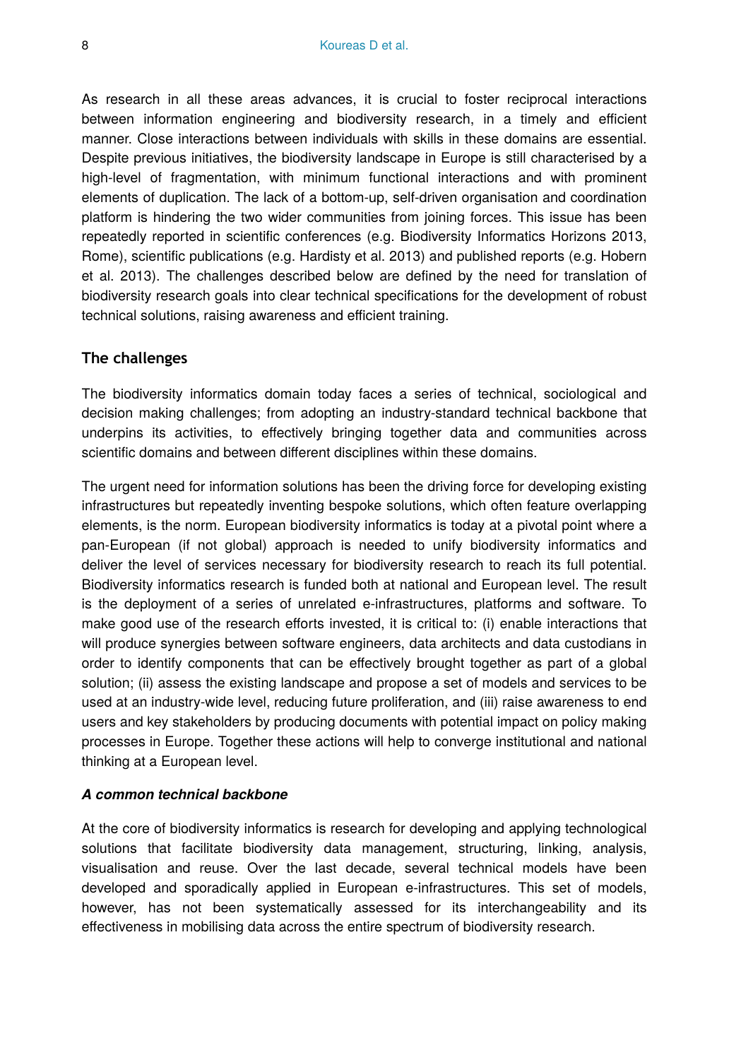As research in all these areas advances, it is crucial to foster reciprocal interactions between information engineering and biodiversity research, in a timely and efficient manner. Close interactions between individuals with skills in these domains are essential. Despite previous initiatives, the biodiversity landscape in Europe is still characterised by a high-level of fragmentation, with minimum functional interactions and with prominent elements of duplication. The lack of a bottom-up, self-driven organisation and coordination platform is hindering the two wider communities from joining forces. This issue has been repeatedly reported in scientific conferences (e.g. Biodiversity Informatics Horizons 2013, Rome), scientific publications (e.g. Hardisty et al. 2013) and published reports (e.g. Hobern et al. 2013). The challenges described below are defined by the need for translation of biodiversity research goals into clear technical specifications for the development of robust technical solutions, raising awareness and efficient training.

## The challenges

The biodiversity informatics domain today faces a series of technical, sociological and decision making challenges; from adopting an industry-standard technical backbone that underpins its activities, to effectively bringing together data and communities across scientific domains and between different disciplines within these domains.

The urgent need for information solutions has been the driving force for developing existing infrastructures but repeatedly inventing bespoke solutions, which often feature overlapping elements, is the norm. European biodiversity informatics is today at a pivotal point where a pan-European (if not global) approach is needed to unify biodiversity informatics and deliver the level of services necessary for biodiversity research to reach its full potential. Biodiversity informatics research is funded both at national and European level. The result is the deployment of a series of unrelated e-infrastructures, platforms and software. To make good use of the research efforts invested, it is critical to: (i) enable interactions that will produce synergies between software engineers, data architects and data custodians in order to identify components that can be effectively brought together as part of a global solution; (ii) assess the existing landscape and propose a set of models and services to be used at an industry-wide level, reducing future proliferation, and (iii) raise awareness to end users and key stakeholders by producing documents with potential impact on policy making processes in Europe. Together these actions will help to converge institutional and national thinking at a European level.

### *A common technical backbone*

At the core of biodiversity informatics is research for developing and applying technological solutions that facilitate biodiversity data management, structuring, linking, analysis, visualisation and reuse. Over the last decade, several technical models have been developed and sporadically applied in European e-infrastructures. This set of models, however, has not been systematically assessed for its interchangeability and its effectiveness in mobilising data across the entire spectrum of biodiversity research.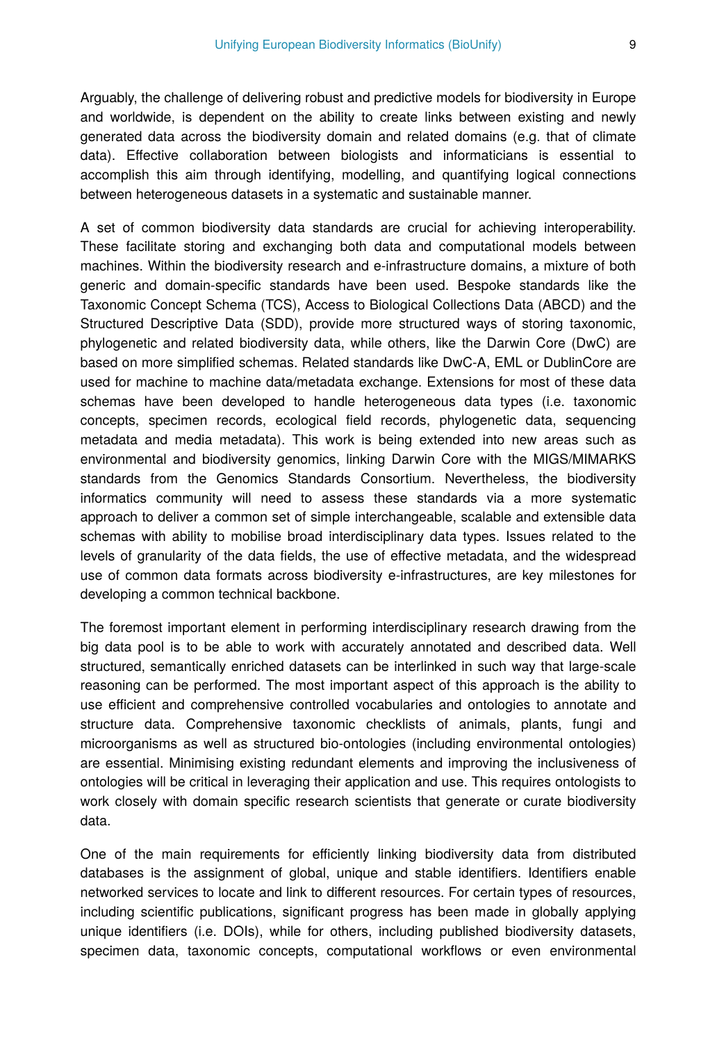Arguably, the challenge of delivering robust and predictive models for biodiversity in Europe and worldwide, is dependent on the ability to create links between existing and newly generated data across the biodiversity domain and related domains (e.g. that of climate data). Effective collaboration between biologists and informaticians is essential to accomplish this aim through identifying, modelling, and quantifying logical connections between heterogeneous datasets in a systematic and sustainable manner.

A set of common biodiversity data standards are crucial for achieving interoperability. These facilitate storing and exchanging both data and computational models between machines. Within the biodiversity research and e-infrastructure domains, a mixture of both generic and domain-specific standards have been used. Bespoke standards like the Taxonomic Concept Schema (TCS), Access to Biological Collections Data (ABCD) and the Structured Descriptive Data (SDD), provide more structured ways of storing taxonomic, phylogenetic and related biodiversity data, while others, like the Darwin Core (DwC) are based on more simplified schemas. Related standards like DwC-A, EML or DublinCore are used for machine to machine data/metadata exchange. Extensions for most of these data schemas have been developed to handle heterogeneous data types (i.e. taxonomic concepts, specimen records, ecological field records, phylogenetic data, sequencing metadata and media metadata). This work is being extended into new areas such as environmental and biodiversity genomics, linking Darwin Core with the MIGS/MIMARKS standards from the Genomics Standards Consortium. Nevertheless, the biodiversity informatics community will need to assess these standards via a more systematic approach to deliver a common set of simple interchangeable, scalable and extensible data schemas with ability to mobilise broad interdisciplinary data types. Issues related to the levels of granularity of the data fields, the use of effective metadata, and the widespread use of common data formats across biodiversity e-infrastructures, are key milestones for developing a common technical backbone.

The foremost important element in performing interdisciplinary research drawing from the big data pool is to be able to work with accurately annotated and described data. Well structured, semantically enriched datasets can be interlinked in such way that large-scale reasoning can be performed. The most important aspect of this approach is the ability to use efficient and comprehensive controlled vocabularies and ontologies to annotate and structure data. Comprehensive taxonomic checklists of animals, plants, fungi and microorganisms as well as structured bio-ontologies (including environmental ontologies) are essential. Minimising existing redundant elements and improving the inclusiveness of ontologies will be critical in leveraging their application and use. This requires ontologists to work closely with domain specific research scientists that generate or curate biodiversity data.

One of the main requirements for efficiently linking biodiversity data from distributed databases is the assignment of global, unique and stable identifiers. Identifiers enable networked services to locate and link to different resources. For certain types of resources, including scientific publications, significant progress has been made in globally applying unique identifiers (i.e. DOIs), while for others, including published biodiversity datasets, specimen data, taxonomic concepts, computational workflows or even environmental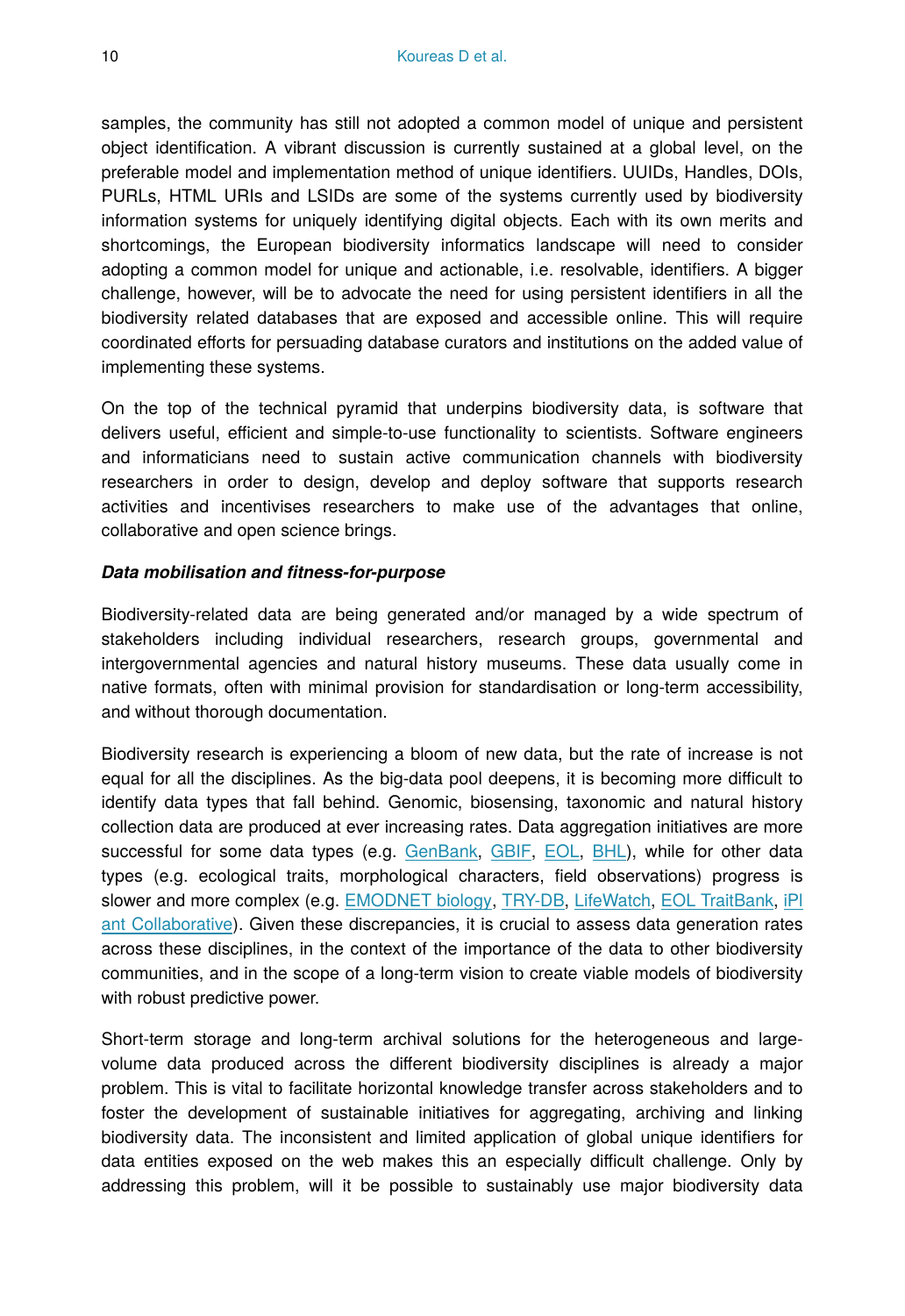samples, the community has still not adopted a common model of unique and persistent object identification. A vibrant discussion is currently sustained at a global level, on the preferable model and implementation method of unique identifiers. UUIDs, Handles, DOIs, PURLs, HTML URIs and LSIDs are some of the systems currently used by biodiversity information systems for uniquely identifying digital objects. Each with its own merits and shortcomings, the European biodiversity informatics landscape will need to consider adopting a common model for unique and actionable, i.e. resolvable, identifiers. A bigger challenge, however, will be to advocate the need for using persistent identifiers in all the biodiversity related databases that are exposed and accessible online. This will require coordinated efforts for persuading database curators and institutions on the added value of implementing these systems.

On the top of the technical pyramid that underpins biodiversity data, is software that delivers useful, efficient and simple-to-use functionality to scientists. Software engineers and informaticians need to sustain active communication channels with biodiversity researchers in order to design, develop and deploy software that supports research activities and incentivises researchers to make use of the advantages that online, collaborative and open science brings.

***Data mobilisation and fitness-for-purpose***

Biodiversity-related data are being generated and/or managed by a wide spectrum of stakeholders including individual researchers, research groups, governmental and intergovernmental agencies and natural history museums. These data usually come in native formats, often with minimal provision for standardisation or long-term accessibility, and without thorough documentation.

Biodiversity research is experiencing a bloom of new data, but the rate of increase is not equal for all the disciplines. As the big-data pool deepens, it is becoming more difficult to identify data types that fall behind. Genomic, biosensing, taxonomic and natural history collection data are produced at ever increasing rates. Data aggregation initiatives are more successful for some data types (e.g. GenBank, GBIF, EOL, BHL), while for other data types (e.g. ecological traits, morphological characters, field observations) progress is slower and more complex (e.g. EMODNET biology, TRY-DB, LifeWatch, EOL TraitBank, iPlant Collaborative). Given these discrepancies, it is crucial to assess data generation rates across these disciplines, in the context of the importance of the data to other biodiversity communities, and in the scope of a long-term vision to create viable models of biodiversity with robust predictive power.

Short-term storage and long-term archival solutions for the heterogeneous and large-volume data produced across the different biodiversity disciplines is already a major problem. This is vital to facilitate horizontal knowledge transfer across stakeholders and to foster the development of sustainable initiatives for aggregating, archiving and linking biodiversity data. The inconsistent and limited application of global unique identifiers for data entities exposed on the web makes this an especially difficult challenge. Only by addressing this problem, will it be possible to sustainably use major biodiversity data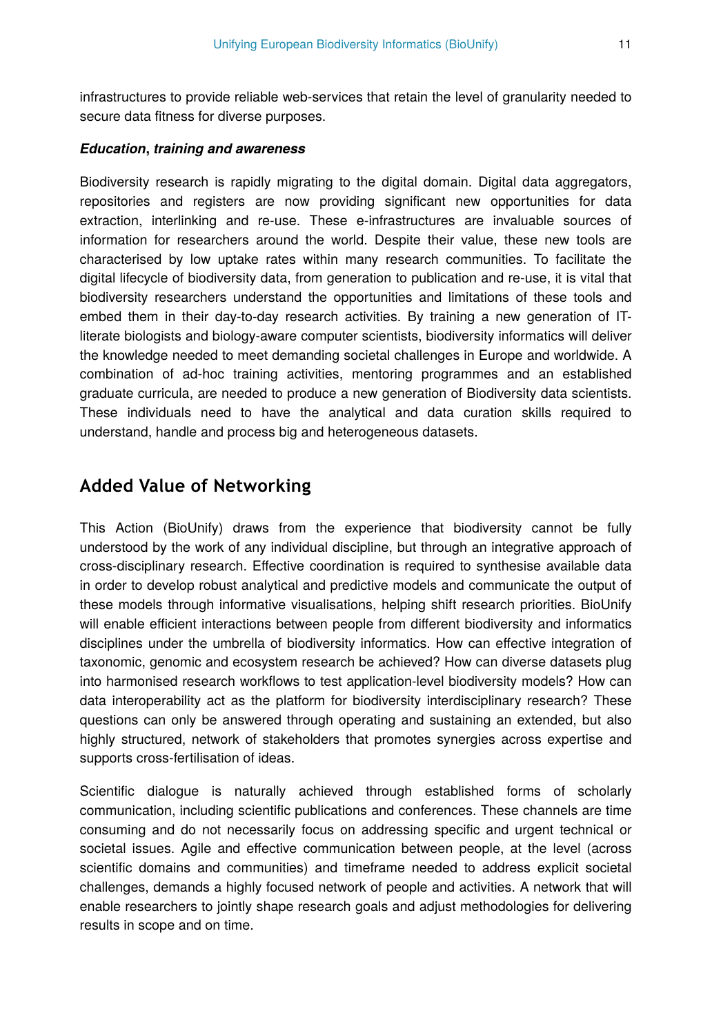infrastructures to provide reliable web-services that retain the level of granularity needed to secure data fitness for diverse purposes.

***Education, training and awareness***

Biodiversity research is rapidly migrating to the digital domain. Digital data aggregators, repositories and registers are now providing significant new opportunities for data extraction, interlinking and re-use. These e-infrastructures are invaluable sources of information for researchers around the world. Despite their value, these new tools are characterised by low uptake rates within many research communities. To facilitate the digital lifecycle of biodiversity data, from generation to publication and re-use, it is vital that biodiversity researchers understand the opportunities and limitations of these tools and embed them in their day-to-day research activities. By training a new generation of IT-literate biologists and biology-aware computer scientists, biodiversity informatics will deliver the knowledge needed to meet demanding societal challenges in Europe and worldwide. A combination of ad-hoc training activities, mentoring programmes and an established graduate curricula, are needed to produce a new generation of Biodiversity data scientists. These individuals need to have the analytical and data curation skills required to understand, handle and process big and heterogeneous datasets.

## Added Value of Networking

This Action (BioUnify) draws from the experience that biodiversity cannot be fully understood by the work of any individual discipline, but through an integrative approach of cross-disciplinary research. Effective coordination is required to synthesise available data in order to develop robust analytical and predictive models and communicate the output of these models through informative visualisations, helping shift research priorities. BioUnify will enable efficient interactions between people from different biodiversity and informatics disciplines under the umbrella of biodiversity informatics. How can effective integration of taxonomic, genomic and ecosystem research be achieved? How can diverse datasets plug into harmonised research workflows to test application-level biodiversity models? How can data interoperability act as the platform for biodiversity interdisciplinary research? These questions can only be answered through operating and sustaining an extended, but also highly structured, network of stakeholders that promotes synergies across expertise and supports cross-fertilisation of ideas.

Scientific dialogue is naturally achieved through established forms of scholarly communication, including scientific publications and conferences. These channels are time consuming and do not necessarily focus on addressing specific and urgent technical or societal issues. Agile and effective communication between people, at the level (across scientific domains and communities) and timeframe needed to address explicit societal challenges, demands a highly focused network of people and activities. A network that will enable researchers to jointly shape research goals and adjust methodologies for delivering results in scope and on time.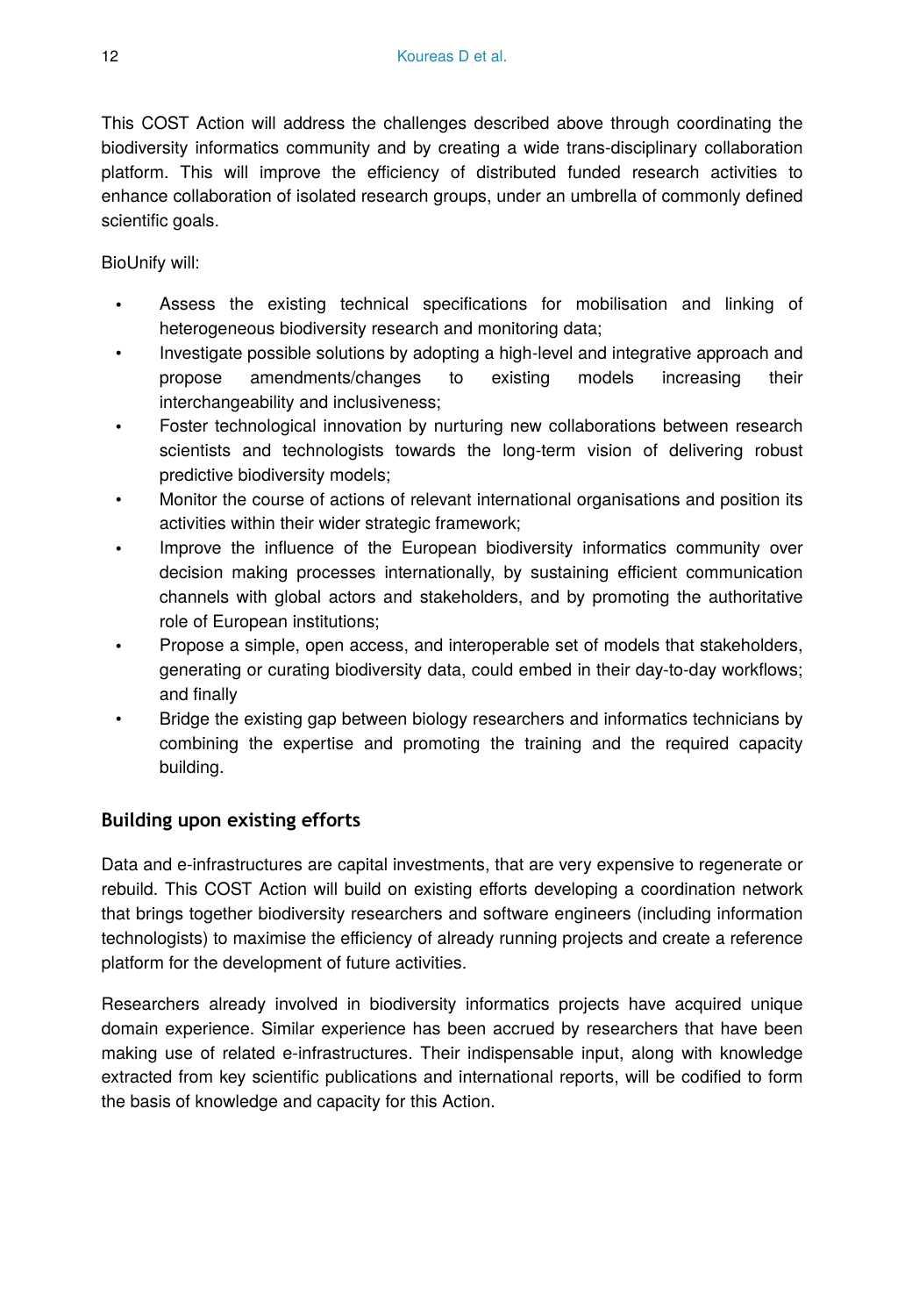This COST Action will address the challenges described above through coordinating the biodiversity informatics community and by creating a wide trans-disciplinary collaboration platform. This will improve the efficiency of distributed funded research activities to enhance collaboration of isolated research groups, under an umbrella of commonly defined scientific goals.

BioUnify will:

- Assess the existing technical specifications for mobilisation and linking of heterogeneous biodiversity research and monitoring data;
- Investigate possible solutions by adopting a high-level and integrative approach and propose amendments/changes to existing models increasing their interchangeability and inclusiveness;
- Foster technological innovation by nurturing new collaborations between research scientists and technologists towards the long-term vision of delivering robust predictive biodiversity models;
- Monitor the course of actions of relevant international organisations and position its activities within their wider strategic framework;
- Improve the influence of the European biodiversity informatics community over decision making processes internationally, by sustaining efficient communication channels with global actors and stakeholders, and by promoting the authoritative role of European institutions;
- Propose a simple, open access, and interoperable set of models that stakeholders, generating or curating biodiversity data, could embed in their day-to-day workflows; and finally
- Bridge the existing gap between biology researchers and informatics technicians by combining the expertise and promoting the training and the required capacity building.

## Building upon existing efforts

Data and e-infrastructures are capital investments, that are very expensive to regenerate or rebuild. This COST Action will build on existing efforts developing a coordination network that brings together biodiversity researchers and software engineers (including information technologists) to maximise the efficiency of already running projects and create a reference platform for the development of future activities.

Researchers already involved in biodiversity informatics projects have acquired unique domain experience. Similar experience has been accrued by researchers that have been making use of related e-infrastructures. Their indispensable input, along with knowledge extracted from key scientific publications and international reports, will be codified to form the basis of knowledge and capacity for this Action.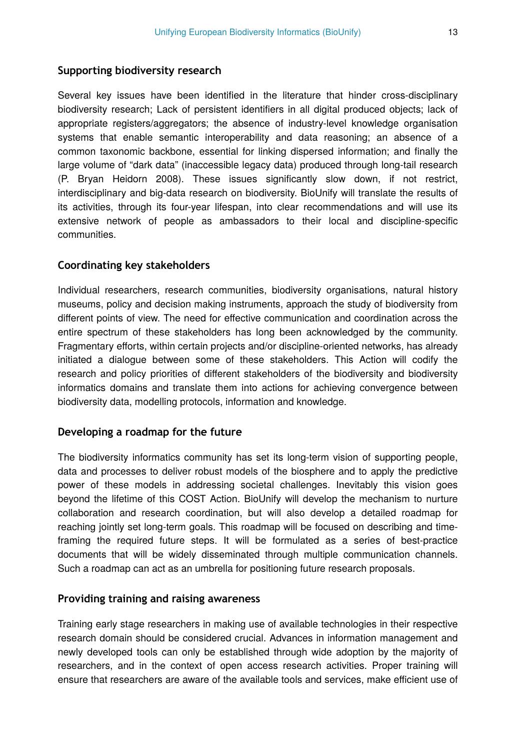### Supporting biodiversity research

Several key issues have been identified in the literature that hinder cross-disciplinary biodiversity research; Lack of persistent identifiers in all digital produced objects; lack of appropriate registers/aggregators; the absence of industry-level knowledge organisation systems that enable semantic interoperability and data reasoning; an absence of a common taxonomic backbone, essential for linking dispersed information; and finally the large volume of "dark data" (inaccessible legacy data) produced through long-tail research (P. Bryan Heidorn 2008). These issues significantly slow down, if not restrict, interdisciplinary and big-data research on biodiversity. BioUnify will translate the results of its activities, through its four-year lifespan, into clear recommendations and will use its extensive network of people as ambassadors to their local and discipline-specific communities.

### Coordinating key stakeholders

Individual researchers, research communities, biodiversity organisations, natural history museums, policy and decision making instruments, approach the study of biodiversity from different points of view. The need for effective communication and coordination across the entire spectrum of these stakeholders has long been acknowledged by the community. Fragmentary efforts, within certain projects and/or discipline-oriented networks, has already initiated a dialogue between some of these stakeholders. This Action will codify the research and policy priorities of different stakeholders of the biodiversity and biodiversity informatics domains and translate them into actions for achieving convergence between biodiversity data, modelling protocols, information and knowledge.

### Developing a roadmap for the future

The biodiversity informatics community has set its long-term vision of supporting people, data and processes to deliver robust models of the biosphere and to apply the predictive power of these models in addressing societal challenges. Inevitably this vision goes beyond the lifetime of this COST Action. BioUnify will develop the mechanism to nurture collaboration and research coordination, but will also develop a detailed roadmap for reaching jointly set long-term goals. This roadmap will be focused on describing and time-framing the required future steps. It will be formulated as a series of best-practice documents that will be widely disseminated through multiple communication channels. Such a roadmap can act as an umbrella for positioning future research proposals.

### Providing training and raising awareness

Training early stage researchers in making use of available technologies in their respective research domain should be considered crucial. Advances in information management and newly developed tools can only be established through wide adoption by the majority of researchers, and in the context of open access research activities. Proper training will ensure that researchers are aware of the available tools and services, make efficient use of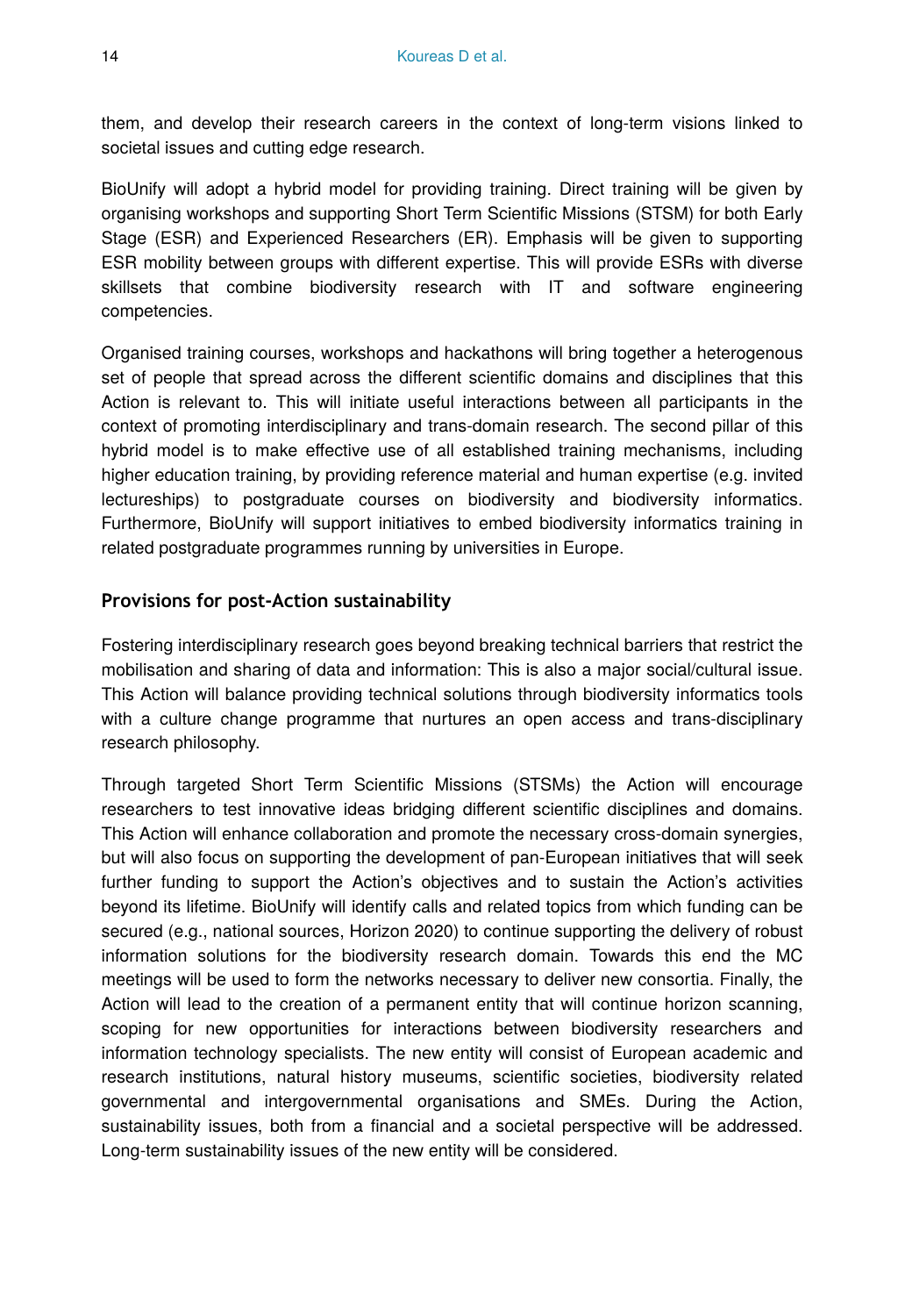them, and develop their research careers in the context of long-term visions linked to societal issues and cutting edge research.

BioUnify will adopt a hybrid model for providing training. Direct training will be given by organising workshops and supporting Short Term Scientific Missions (STSM) for both Early Stage (ESR) and Experienced Researchers (ER). Emphasis will be given to supporting ESR mobility between groups with different expertise. This will provide ESRs with diverse skillsets that combine biodiversity research with IT and software engineering competencies.

Organised training courses, workshops and hackathons will bring together a heterogenous set of people that spread across the different scientific domains and disciplines that this Action is relevant to. This will initiate useful interactions between all participants in the context of promoting interdisciplinary and trans-domain research. The second pillar of this hybrid model is to make effective use of all established training mechanisms, including higher education training, by providing reference material and human expertise (e.g. invited lectureships) to postgraduate courses on biodiversity and biodiversity informatics. Furthermore, BioUnify will support initiatives to embed biodiversity informatics training in related postgraduate programmes running by universities in Europe.

### Provisions for post-Action sustainability

Fostering interdisciplinary research goes beyond breaking technical barriers that restrict the mobilisation and sharing of data and information: This is also a major social/cultural issue. This Action will balance providing technical solutions through biodiversity informatics tools with a culture change programme that nurtures an open access and trans-disciplinary research philosophy.

Through targeted Short Term Scientific Missions (STSMs) the Action will encourage researchers to test innovative ideas bridging different scientific disciplines and domains. This Action will enhance collaboration and promote the necessary cross-domain synergies, but will also focus on supporting the development of pan-European initiatives that will seek further funding to support the Action's objectives and to sustain the Action's activities beyond its lifetime. BioUnify will identify calls and related topics from which funding can be secured (e.g., national sources, Horizon 2020) to continue supporting the delivery of robust information solutions for the biodiversity research domain. Towards this end the MC meetings will be used to form the networks necessary to deliver new consortia. Finally, the Action will lead to the creation of a permanent entity that will continue horizon scanning, scoping for new opportunities for interactions between biodiversity researchers and information technology specialists. The new entity will consist of European academic and research institutions, natural history museums, scientific societies, biodiversity related governmental and intergovernmental organisations and SMEs. During the Action, sustainability issues, both from a financial and a societal perspective will be addressed. Long-term sustainability issues of the new entity will be considered.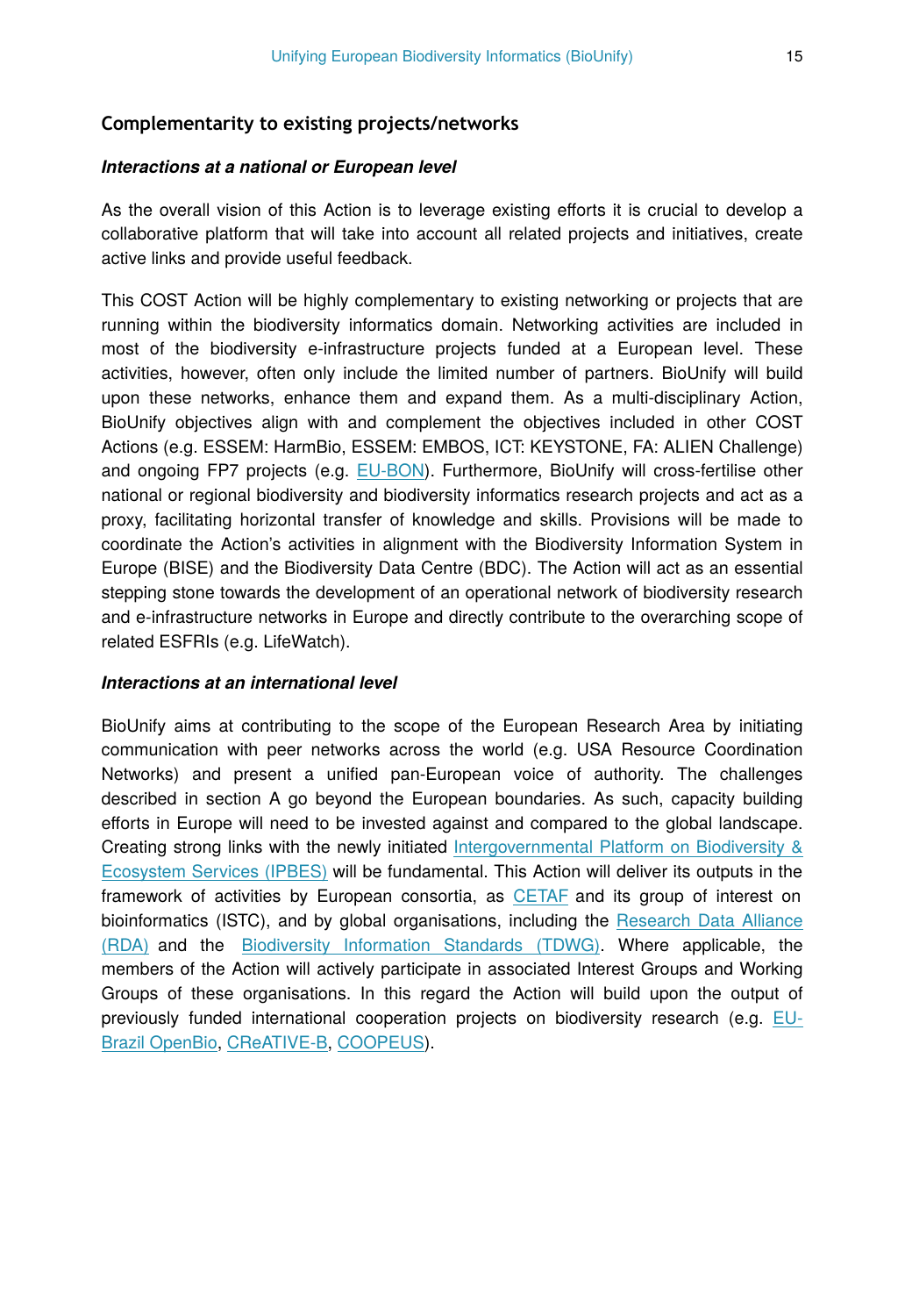### Complementarity to existing projects/networks

#### *Interactions at a national or European level*

As the overall vision of this Action is to leverage existing efforts it is crucial to develop a collaborative platform that will take into account all related projects and initiatives, create active links and provide useful feedback.

This COST Action will be highly complementary to existing networking or projects that are running within the biodiversity informatics domain. Networking activities are included in most of the biodiversity e-infrastructure projects funded at a European level. These activities, however, often only include the limited number of partners. BioUnify will build upon these networks, enhance them and expand them. As a multi-disciplinary Action, BioUnify objectives align with and complement the objectives included in other COST Actions (e.g. ESSEM: HarmBio, ESSEM: EMBOS, ICT: KEYSTONE, FA: ALIEN Challenge) and ongoing FP7 projects (e.g. EU-BON). Furthermore, BioUnify will cross-fertilise other national or regional biodiversity and biodiversity informatics research projects and act as a proxy, facilitating horizontal transfer of knowledge and skills. Provisions will be made to coordinate the Action's activities in alignment with the Biodiversity Information System in Europe (BISE) and the Biodiversity Data Centre (BDC). The Action will act as an essential stepping stone towards the development of an operational network of biodiversity research and e-infrastructure networks in Europe and directly contribute to the overarching scope of related ESFRIs (e.g. LifeWatch).

#### *Interactions at an international level*

BioUnify aims at contributing to the scope of the European Research Area by initiating communication with peer networks across the world (e.g. USA Resource Coordination Networks) and present a unified pan-European voice of authority. The challenges described in section A go beyond the European boundaries. As such, capacity building efforts in Europe will need to be invested against and compared to the global landscape. Creating strong links with the newly initiated Intergovernmental Platform on Biodiversity & Ecosystem Services (IPBES) will be fundamental. This Action will deliver its outputs in the framework of activities by European consortia, as CETAF and its group of interest on bioinformatics (ISTC), and by global organisations, including the Research Data Alliance (RDA) and the Biodiversity Information Standards (TDWG). Where applicable, the members of the Action will actively participate in associated Interest Groups and Working Groups of these organisations. In this regard the Action will build upon the output of previously funded international cooperation projects on biodiversity research (e.g. EU-Brazil OpenBio, CReATIVE-B, COOPEUS).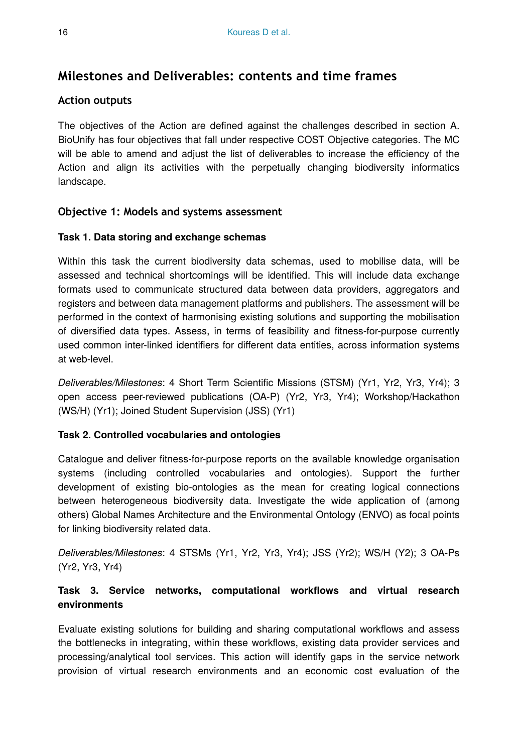## Milestones and Deliverables: contents and time frames

### Action outputs

The objectives of the Action are defined against the challenges described in section A. BioUnify has four objectives that fall under respective COST Objective categories. The MC will be able to amend and adjust the list of deliverables to increase the efficiency of the Action and align its activities with the perpetually changing biodiversity informatics landscape.

### Objective 1: Models and systems assessment

**Task 1. Data storing and exchange schemas**

Within this task the current biodiversity data schemas, used to mobilise data, will be assessed and technical shortcomings will be identified. This will include data exchange formats used to communicate structured data between data providers, aggregators and registers and between data management platforms and publishers. The assessment will be performed in the context of harmonising existing solutions and supporting the mobilisation of diversified data types. Assess, in terms of feasibility and fitness-for-purpose currently used common inter-linked identifiers for different data entities, across information systems at web-level.

*Deliverables/Milestones*: 4 Short Term Scientific Missions (STSM) (Yr1, Yr2, Yr3, Yr4); 3 open access peer-reviewed publications (OA-P) (Yr2, Yr3, Yr4); Workshop/Hackathon (WS/H) (Yr1); Joined Student Supervision (JSS) (Yr1)

**Task 2. Controlled vocabularies and ontologies**

Catalogue and deliver fitness-for-purpose reports on the available knowledge organisation systems (including controlled vocabularies and ontologies). Support the further development of existing bio-ontologies as the mean for creating logical connections between heterogeneous biodiversity data. Investigate the wide application of (among others) Global Names Architecture and the Environmental Ontology (ENVO) as focal points for linking biodiversity related data.

*Deliverables/Milestones*: 4 STSMs (Yr1, Yr2, Yr3, Yr4); JSS (Yr2); WS/H (Y2); 3 OA-Ps (Yr2, Yr3, Yr4)

**Task 3. Service networks, computational workflows and virtual research environments**

Evaluate existing solutions for building and sharing computational workflows and assess the bottlenecks in integrating, within these workflows, existing data provider services and processing/analytical tool services. This action will identify gaps in the service network provision of virtual research environments and an economic cost evaluation of the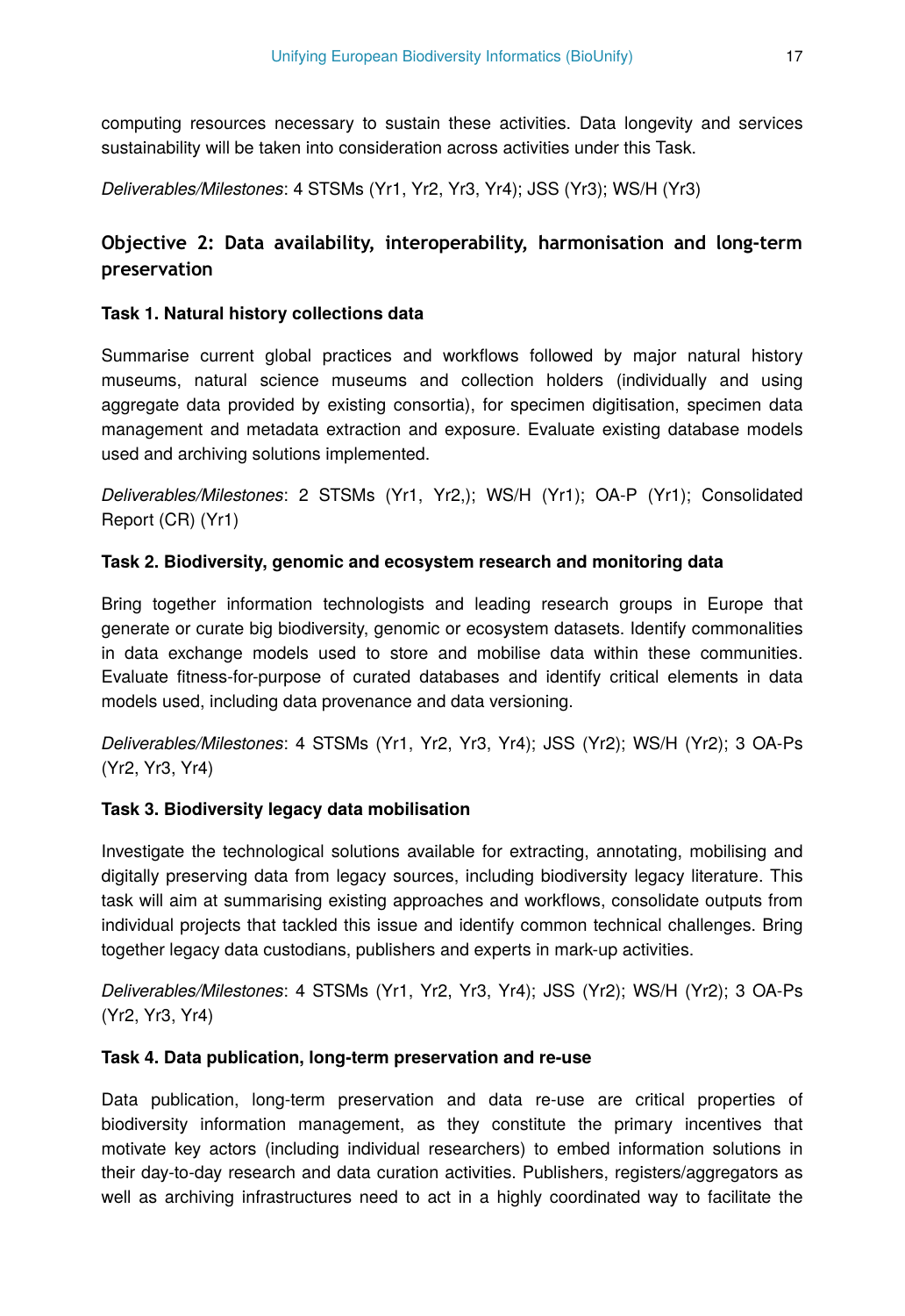computing resources necessary to sustain these activities. Data longevity and services sustainability will be taken into consideration across activities under this Task.

*Deliverables/Milestones*: 4 STSMs (Yr1, Yr2, Yr3, Yr4); JSS (Yr3); WS/H (Yr3)

## Objective 2: Data availability, interoperability, harmonisation and long-term preservation

### Task 1. Natural history collections data

Summarise current global practices and workflows followed by major natural history museums, natural science museums and collection holders (individually and using aggregate data provided by existing consortia), for specimen digitisation, specimen data management and metadata extraction and exposure. Evaluate existing database models used and archiving solutions implemented.

*Deliverables/Milestones*: 2 STSMs (Yr1, Yr2,); WS/H (Yr1); OA-P (Yr1); Consolidated Report (CR) (Yr1)

### Task 2. Biodiversity, genomic and ecosystem research and monitoring data

Bring together information technologists and leading research groups in Europe that generate or curate big biodiversity, genomic or ecosystem datasets. Identify commonalities in data exchange models used to store and mobilise data within these communities. Evaluate fitness-for-purpose of curated databases and identify critical elements in data models used, including data provenance and data versioning.

*Deliverables/Milestones*: 4 STSMs (Yr1, Yr2, Yr3, Yr4); JSS (Yr2); WS/H (Yr2); 3 OA-Ps (Yr2, Yr3, Yr4)

### Task 3. Biodiversity legacy data mobilisation

Investigate the technological solutions available for extracting, annotating, mobilising and digitally preserving data from legacy sources, including biodiversity legacy literature. This task will aim at summarising existing approaches and workflows, consolidate outputs from individual projects that tackled this issue and identify common technical challenges. Bring together legacy data custodians, publishers and experts in mark-up activities.

*Deliverables/Milestones*: 4 STSMs (Yr1, Yr2, Yr3, Yr4); JSS (Yr2); WS/H (Yr2); 3 OA-Ps (Yr2, Yr3, Yr4)

### Task 4. Data publication, long-term preservation and re-use

Data publication, long-term preservation and data re-use are critical properties of biodiversity information management, as they constitute the primary incentives that motivate key actors (including individual researchers) to embed information solutions in their day-to-day research and data curation activities. Publishers, registers/aggregators as well as archiving infrastructures need to act in a highly coordinated way to facilitate the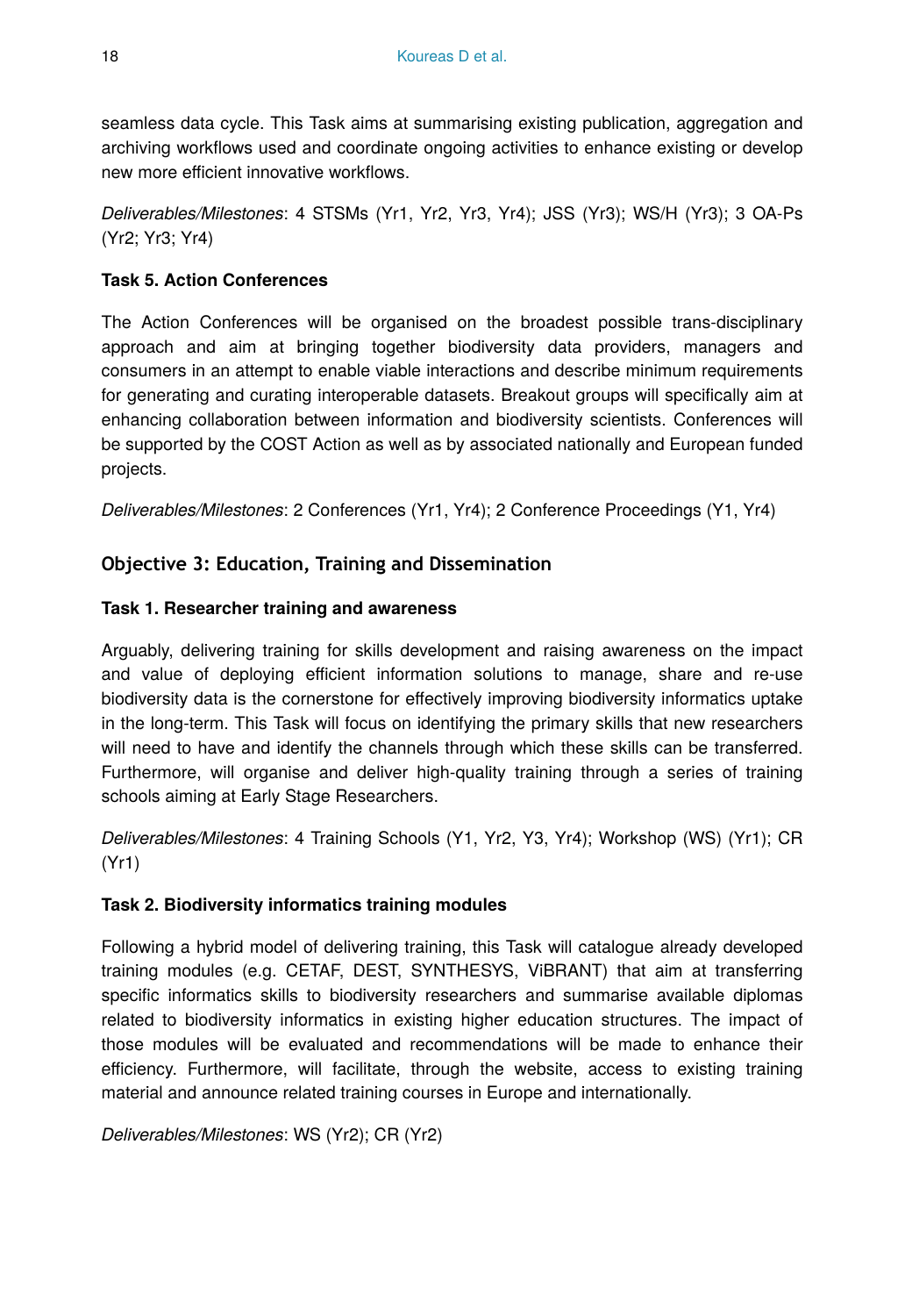seamless data cycle. This Task aims at summarising existing publication, aggregation and archiving workflows used and coordinate ongoing activities to enhance existing or develop new more efficient innovative workflows.

*Deliverables/Milestones*: 4 STSMs (Yr1, Yr2, Yr3, Yr4); JSS (Yr3); WS/H (Yr3); 3 OA-Ps (Yr2; Yr3; Yr4)

**Task 5. Action Conferences**

The Action Conferences will be organised on the broadest possible trans-disciplinary approach and aim at bringing together biodiversity data providers, managers and consumers in an attempt to enable viable interactions and describe minimum requirements for generating and curating interoperable datasets. Breakout groups will specifically aim at enhancing collaboration between information and biodiversity scientists. Conferences will be supported by the COST Action as well as by associated nationally and European funded projects.

*Deliverables/Milestones*: 2 Conferences (Yr1, Yr4); 2 Conference Proceedings (Y1, Yr4)

## Objective 3: Education, Training and Dissemination

**Task 1. Researcher training and awareness**

Arguably, delivering training for skills development and raising awareness on the impact and value of deploying efficient information solutions to manage, share and re-use biodiversity data is the cornerstone for effectively improving biodiversity informatics uptake in the long-term. This Task will focus on identifying the primary skills that new researchers will need to have and identify the channels through which these skills can be transferred. Furthermore, will organise and deliver high-quality training through a series of training schools aiming at Early Stage Researchers.

*Deliverables/Milestones*: 4 Training Schools (Y1, Yr2, Y3, Yr4); Workshop (WS) (Yr1); CR (Yr1)

**Task 2. Biodiversity informatics training modules**

Following a hybrid model of delivering training, this Task will catalogue already developed training modules (e.g. CETAF, DEST, SYNTHESYS, ViBRANT) that aim at transferring specific informatics skills to biodiversity researchers and summarise available diplomas related to biodiversity informatics in existing higher education structures. The impact of those modules will be evaluated and recommendations will be made to enhance their efficiency. Furthermore, will facilitate, through the website, access to existing training material and announce related training courses in Europe and internationally.

*Deliverables/Milestones*: WS (Yr2); CR (Yr2)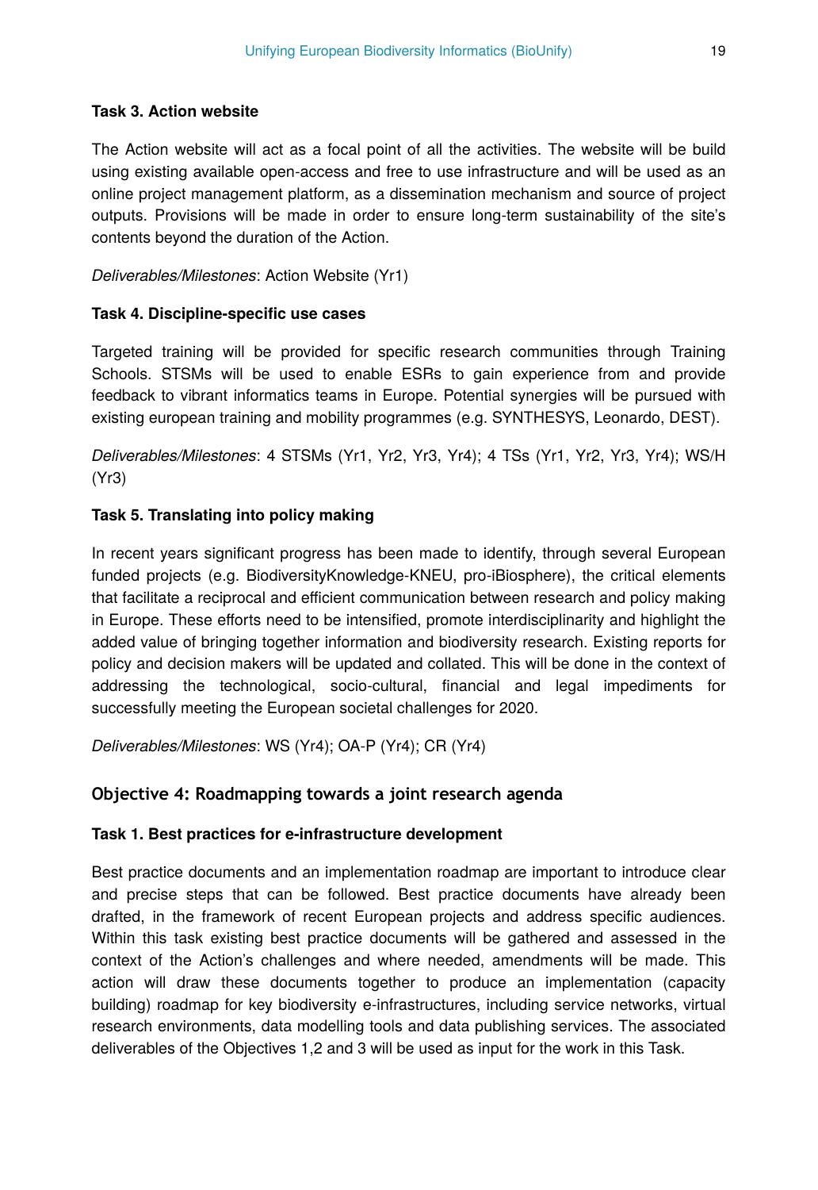#### Task 3. Action website

The Action website will act as a focal point of all the activities. The website will be build using existing available open-access and free to use infrastructure and will be used as an online project management platform, as a dissemination mechanism and source of project outputs. Provisions will be made in order to ensure long-term sustainability of the site's contents beyond the duration of the Action.

*Deliverables/Milestones*: Action Website (Yr1)

#### Task 4. Discipline-specific use cases

Targeted training will be provided for specific research communities through Training Schools. STSMs will be used to enable ESRs to gain experience from and provide feedback to vibrant informatics teams in Europe. Potential synergies will be pursued with existing european training and mobility programmes (e.g. SYNTHESYS, Leonardo, DEST).

*Deliverables/Milestones*: 4 STSMs (Yr1, Yr2, Yr3, Yr4); 4 TSs (Yr1, Yr2, Yr3, Yr4); WS/H (Yr3)

#### Task 5. Translating into policy making

In recent years significant progress has been made to identify, through several European funded projects (e.g. BiodiversityKnowledge-KNEU, pro-iBiosphere), the critical elements that facilitate a reciprocal and efficient communication between research and policy making in Europe. These efforts need to be intensified, promote interdisciplinarity and highlight the added value of bringing together information and biodiversity research. Existing reports for policy and decision makers will be updated and collated. This will be done in the context of addressing the technological, socio-cultural, financial and legal impediments for successfully meeting the European societal challenges for 2020.

*Deliverables/Milestones*: WS (Yr4); OA-P (Yr4); CR (Yr4)

### Objective 4: Roadmapping towards a joint research agenda

#### Task 1. Best practices for e-infrastructure development

Best practice documents and an implementation roadmap are important to introduce clear and precise steps that can be followed. Best practice documents have already been drafted, in the framework of recent European projects and address specific audiences. Within this task existing best practice documents will be gathered and assessed in the context of the Action's challenges and where needed, amendments will be made. This action will draw these documents together to produce an implementation (capacity building) roadmap for key biodiversity e-infrastructures, including service networks, virtual research environments, data modelling tools and data publishing services. The associated deliverables of the Objectives 1,2 and 3 will be used as input for the work in this Task.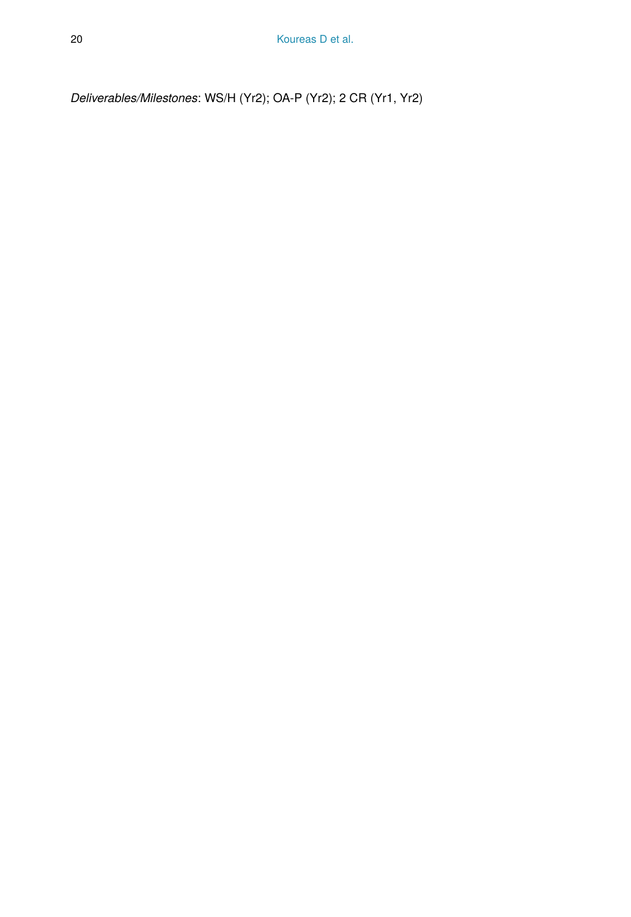*Deliverables/Milestones*: WS/H (Yr2); OA-P (Yr2); 2 CR (Yr1, Yr2)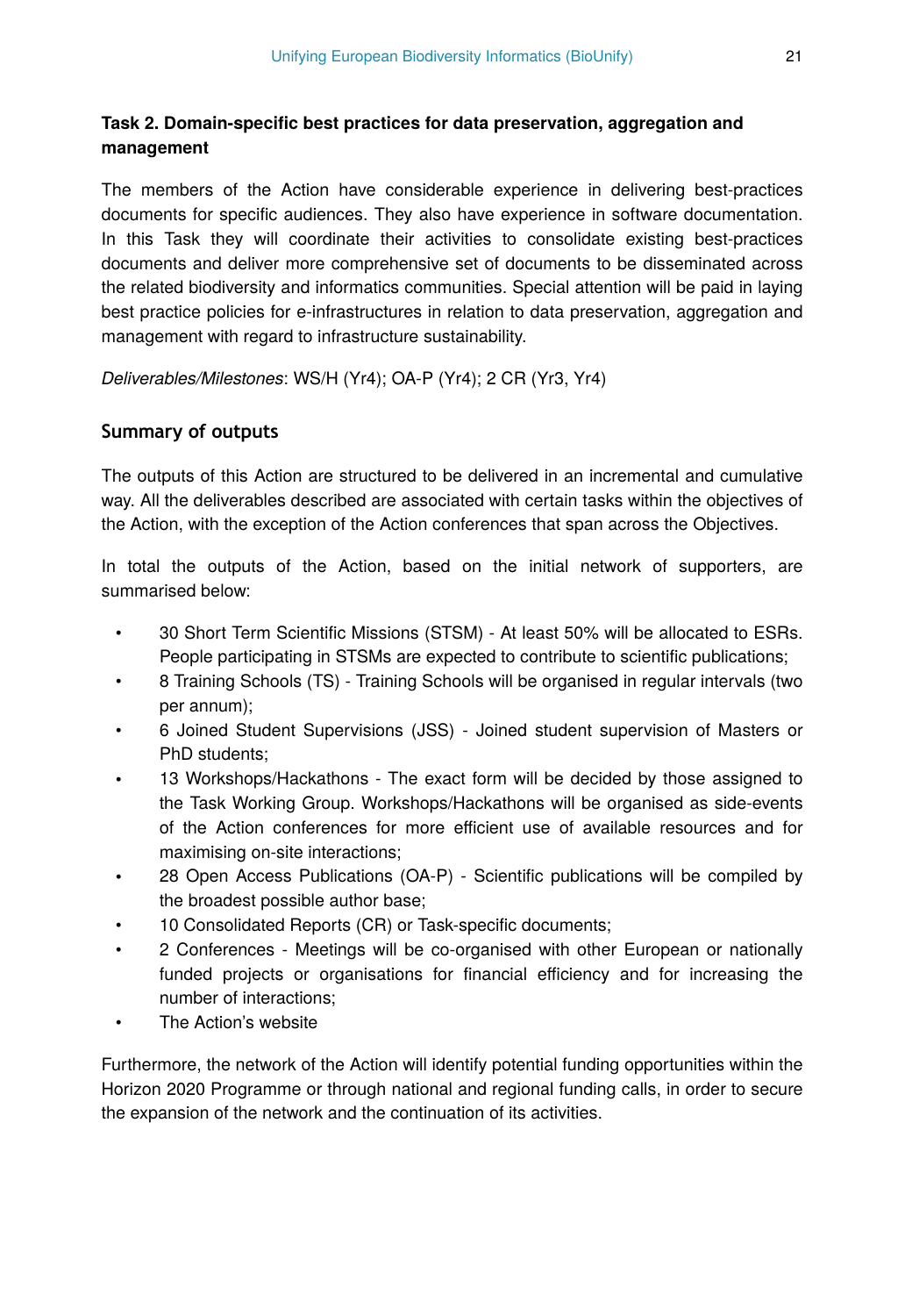### Task 2. Domain-specific best practices for data preservation, aggregation and management

The members of the Action have considerable experience in delivering best-practices documents for specific audiences. They also have experience in software documentation. In this Task they will coordinate their activities to consolidate existing best-practices documents and deliver more comprehensive set of documents to be disseminated across the related biodiversity and informatics communities. Special attention will be paid in laying best practice policies for e-infrastructures in relation to data preservation, aggregation and management with regard to infrastructure sustainability.

*Deliverables/Milestones*: WS/H (Yr4); OA-P (Yr4); 2 CR (Yr3, Yr4)

## Summary of outputs

The outputs of this Action are structured to be delivered in an incremental and cumulative way. All the deliverables described are associated with certain tasks within the objectives of the Action, with the exception of the Action conferences that span across the Objectives.

In total the outputs of the Action, based on the initial network of supporters, are summarised below:

- 30 Short Term Scientific Missions (STSM) - At least 50% will be allocated to ESRs. People participating in STSMs are expected to contribute to scientific publications;
- 8 Training Schools (TS) - Training Schools will be organised in regular intervals (two per annum);
- 6 Joined Student Supervisions (JSS) - Joined student supervision of Masters or PhD students;
- 13 Workshops/Hackathons - The exact form will be decided by those assigned to the Task Working Group. Workshops/Hackathons will be organised as side-events of the Action conferences for more efficient use of available resources and for maximising on-site interactions;
- 28 Open Access Publications (OA-P) - Scientific publications will be compiled by the broadest possible author base;
- 10 Consolidated Reports (CR) or Task-specific documents;
- 2 Conferences - Meetings will be co-organised with other European or nationally funded projects or organisations for financial efficiency and for increasing the number of interactions;
- The Action's website

Furthermore, the network of the Action will identify potential funding opportunities within the Horizon 2020 Programme or through national and regional funding calls, in order to secure the expansion of the network and the continuation of its activities.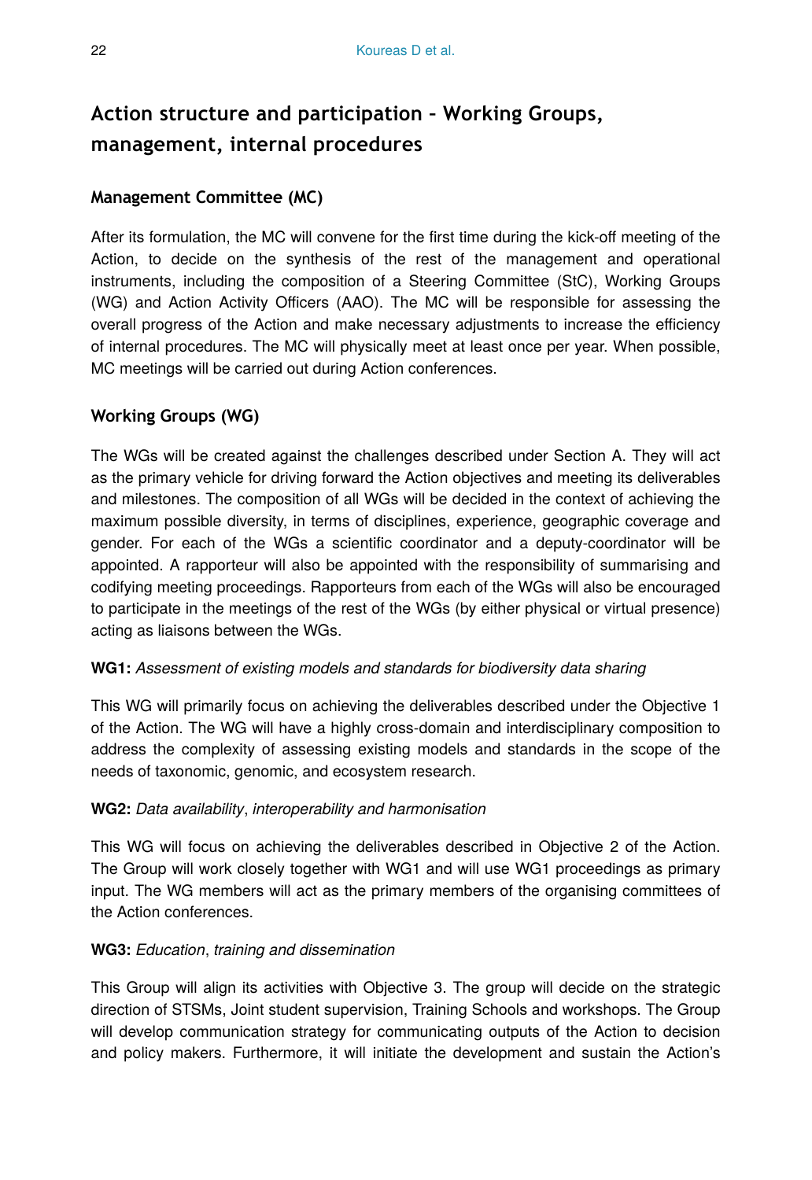## Action structure and participation – Working Groups, management, internal procedures

### Management Committee (MC)

After its formulation, the MC will convene for the first time during the kick-off meeting of the Action, to decide on the synthesis of the rest of the management and operational instruments, including the composition of a Steering Committee (StC), Working Groups (WG) and Action Activity Officers (AAO). The MC will be responsible for assessing the overall progress of the Action and make necessary adjustments to increase the efficiency of internal procedures. The MC will physically meet at least once per year. When possible, MC meetings will be carried out during Action conferences.

### Working Groups (WG)

The WGs will be created against the challenges described under Section A. They will act as the primary vehicle for driving forward the Action objectives and meeting its deliverables and milestones. The composition of all WGs will be decided in the context of achieving the maximum possible diversity, in terms of disciplines, experience, geographic coverage and gender. For each of the WGs a scientific coordinator and a deputy-coordinator will be appointed. A rapporteur will also be appointed with the responsibility of summarising and codifying meeting proceedings. Rapporteurs from each of the WGs will also be encouraged to participate in the meetings of the rest of the WGs (by either physical or virtual presence) acting as liaisons between the WGs.

**WG1:** *Assessment of existing models and standards for biodiversity data sharing*

This WG will primarily focus on achieving the deliverables described under the Objective 1 of the Action. The WG will have a highly cross-domain and interdisciplinary composition to address the complexity of assessing existing models and standards in the scope of the needs of taxonomic, genomic, and ecosystem research.

**WG2:** *Data availability*, *interoperability and harmonisation*

This WG will focus on achieving the deliverables described in Objective 2 of the Action. The Group will work closely together with WG1 and will use WG1 proceedings as primary input. The WG members will act as the primary members of the organising committees of the Action conferences.

**WG3:** *Education*, *training and dissemination*

This Group will align its activities with Objective 3. The group will decide on the strategic direction of STSMs, Joint student supervision, Training Schools and workshops. The Group will develop communication strategy for communicating outputs of the Action to decision and policy makers. Furthermore, it will initiate the development and sustain the Action's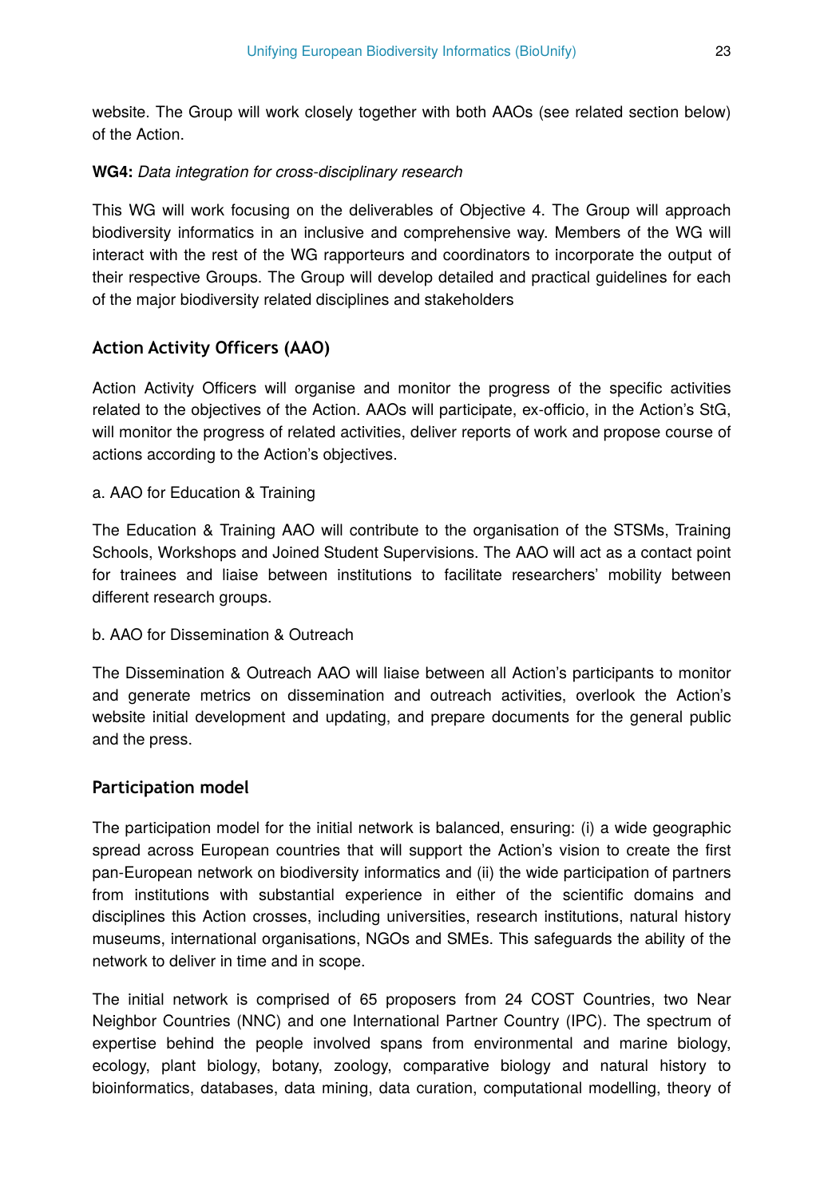website. The Group will work closely together with both AAOs (see related section below) of the Action.

**WG4:** *Data integration for cross-disciplinary research*

This WG will work focusing on the deliverables of Objective 4. The Group will approach biodiversity informatics in an inclusive and comprehensive way. Members of the WG will interact with the rest of the WG rapporteurs and coordinators to incorporate the output of their respective Groups. The Group will develop detailed and practical guidelines for each of the major biodiversity related disciplines and stakeholders

### Action Activity Officers (AAO)

Action Activity Officers will organise and monitor the progress of the specific activities related to the objectives of the Action. AAOs will participate, ex-officio, in the Action's StG, will monitor the progress of related activities, deliver reports of work and propose course of actions according to the Action's objectives.

a. AAO for Education & Training

The Education & Training AAO will contribute to the organisation of the STSMs, Training Schools, Workshops and Joined Student Supervisions. The AAO will act as a contact point for trainees and liaise between institutions to facilitate researchers' mobility between different research groups.

b. AAO for Dissemination & Outreach

The Dissemination & Outreach AAO will liaise between all Action's participants to monitor and generate metrics on dissemination and outreach activities, overlook the Action's website initial development and updating, and prepare documents for the general public and the press.

### Participation model

The participation model for the initial network is balanced, ensuring: (i) a wide geographic spread across European countries that will support the Action's vision to create the first pan-European network on biodiversity informatics and (ii) the wide participation of partners from institutions with substantial experience in either of the scientific domains and disciplines this Action crosses, including universities, research institutions, natural history museums, international organisations, NGOs and SMEs. This safeguards the ability of the network to deliver in time and in scope.

The initial network is comprised of 65 proposers from 24 COST Countries, two Near Neighbor Countries (NNC) and one International Partner Country (IPC). The spectrum of expertise behind the people involved spans from environmental and marine biology, ecology, plant biology, botany, zoology, comparative biology and natural history to bioinformatics, databases, data mining, data curation, computational modelling, theory of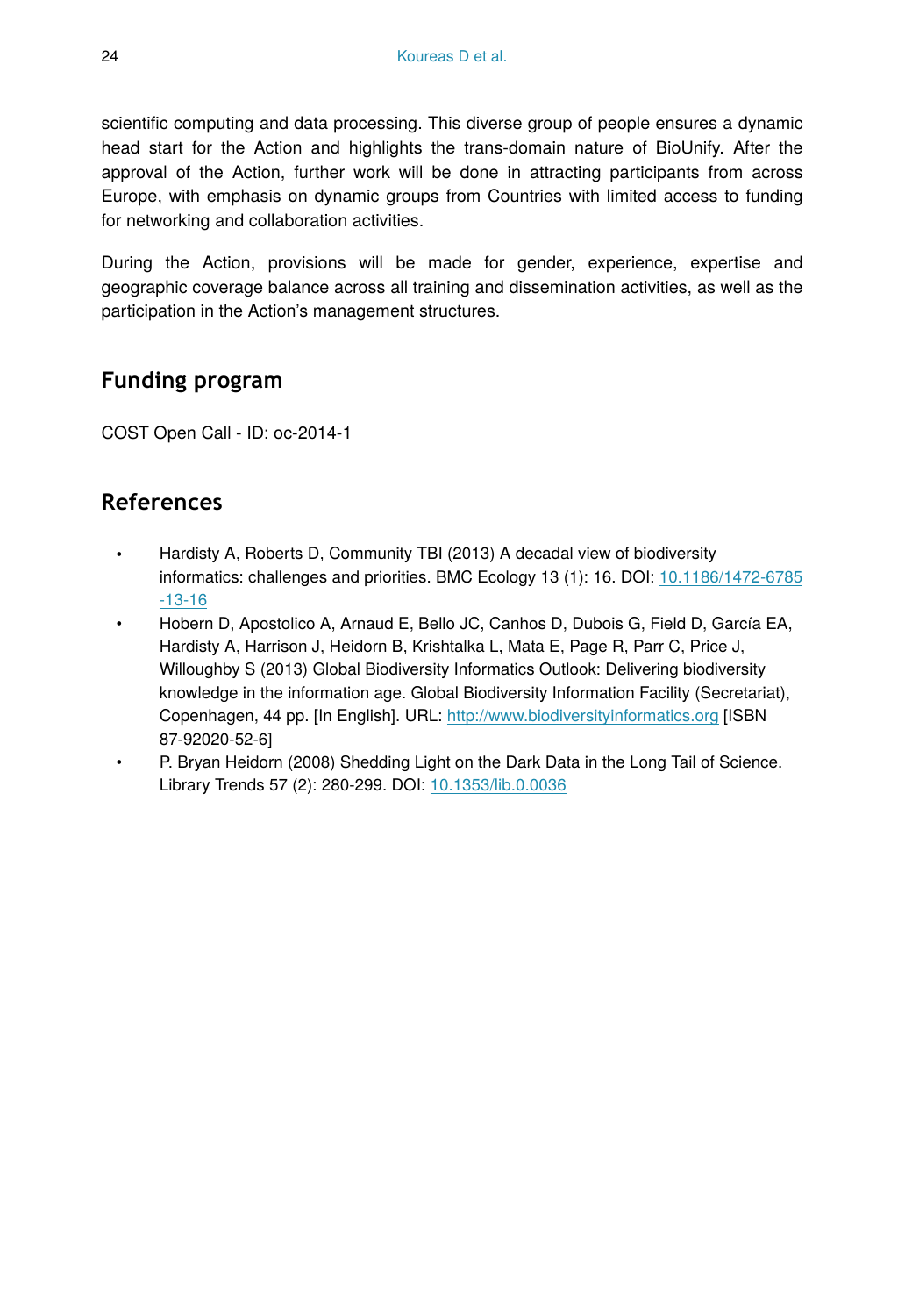scientific computing and data processing. This diverse group of people ensures a dynamic head start for the Action and highlights the trans-domain nature of BioUnify. After the approval of the Action, further work will be done in attracting participants from across Europe, with emphasis on dynamic groups from Countries with limited access to funding for networking and collaboration activities.

During the Action, provisions will be made for gender, experience, expertise and geographic coverage balance across all training and dissemination activities, as well as the participation in the Action's management structures.

## Funding program

COST Open Call - ID: oc-2014-1

## References

- Hardisty A, Roberts D, Community TBI (2013) A decadal view of biodiversity informatics: challenges and priorities. BMC Ecology 13 (1): 16. DOI: 10.1186/1472-6785-13-16
- Hobern D, Apostolico A, Arnaud E, Bello JC, Canhos D, Dubois G, Field D, García EA, Hardisty A, Harrison J, Heidorn B, Krishtalka L, Mata E, Page R, Parr C, Price J, Willoughby S (2013) Global Biodiversity Informatics Outlook: Delivering biodiversity knowledge in the information age. Global Biodiversity Information Facility (Secretariat), Copenhagen, 44 pp. [In English]. URL: http://www.biodiversityinformatics.org [ISBN 87-92020-52-6]
- P. Bryan Heidorn (2008) Shedding Light on the Dark Data in the Long Tail of Science. Library Trends 57 (2): 280-299. DOI: 10.1353/lib.0.0036